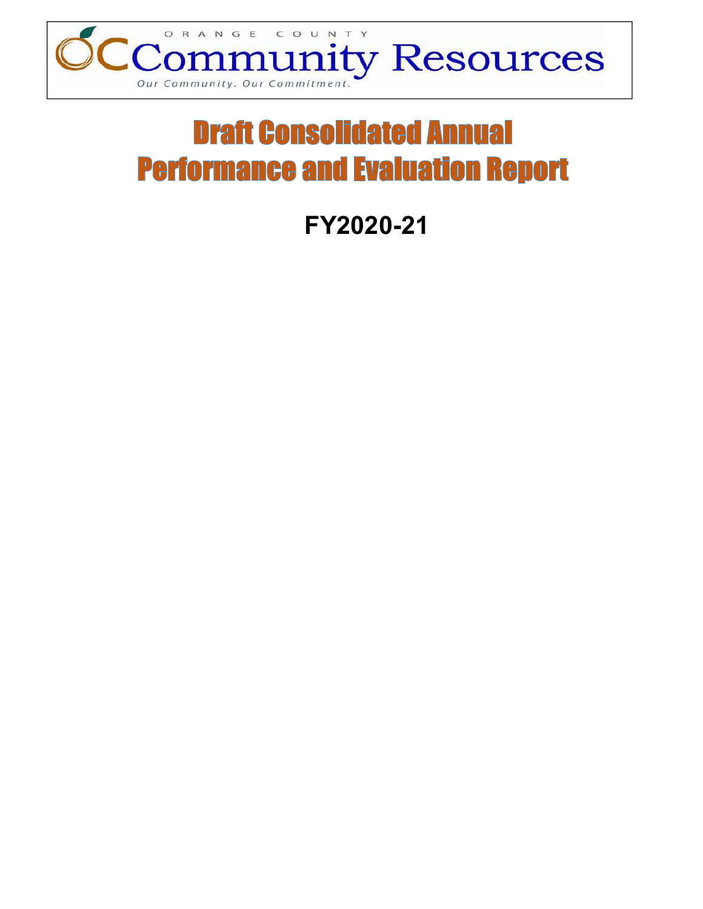ORANGE COUNTY

# Community Resources

*Our Community. Our Commitment.*

# Draft Consolidated Annual Performance and Evaluation Report

## FY2020-21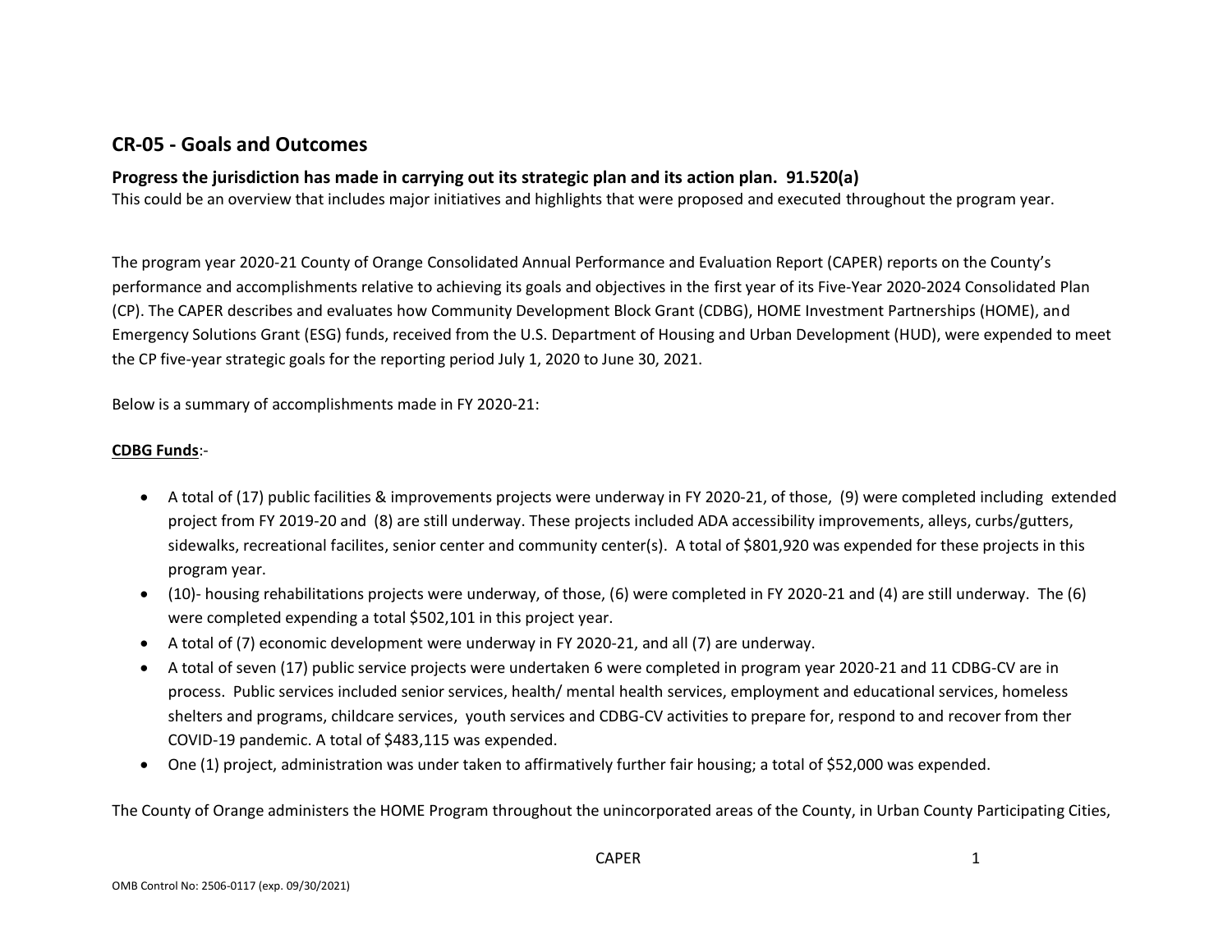## CR-05 - Goals and Outcomes

### Progress the jurisdiction has made in carrying out its strategic plan and its action plan. 91.520(a)

This could be an overview that includes major initiatives and highlights that were proposed and executed throughout the program year.

The program year 2020-21 County of Orange Consolidated Annual Performance and Evaluation Report (CAPER) reports on the County's performance and accomplishments relative to achieving its goals and objectives in the first year of its Five-Year 2020-2024 Consolidated Plan (CP). The CAPER describes and evaluates how Community Development Block Grant (CDBG), HOME Investment Partnerships (HOME), and Emergency Solutions Grant (ESG) funds, received from the U.S. Department of Housing and Urban Development (HUD), were expended to meet the CP five-year strategic goals for the reporting period July 1, 2020 to June 30, 2021.

Below is a summary of accomplishments made in FY 2020-21:

**CDBG Funds**:-

- A total of (17) public facilities & improvements projects were underway in FY 2020-21, of those, (9) were completed including extended project from FY 2019-20 and (8) are still underway. These projects included ADA accessibility improvements, alleys, curbs/gutters, sidewalks, recreational facilites, senior center and community center(s). A total of $801,920 was expended for these projects in this program year.
- (10)- housing rehabilitations projects were underway, of those, (6) were completed in FY 2020-21 and (4) are still underway. The (6) were completed expending a total $502,101 in this project year.
- A total of (7) economic development were underway in FY 2020-21, and all (7) are underway.
- A total of seven (17) public service projects were undertaken 6 were completed in program year 2020-21 and 11 CDBG-CV are in process. Public services included senior services, health/ mental health services, employment and educational services, homeless shelters and programs, childcare services, youth services and CDBG-CV activities to prepare for, respond to and recover from ther COVID-19 pandemic. A total of $483,115 was expended.
- One (1) project, administration was under taken to affirmatively further fair housing; a total of $52,000 was expended.

The County of Orange administers the HOME Program throughout the unincorporated areas of the County, in Urban County Participating Cities,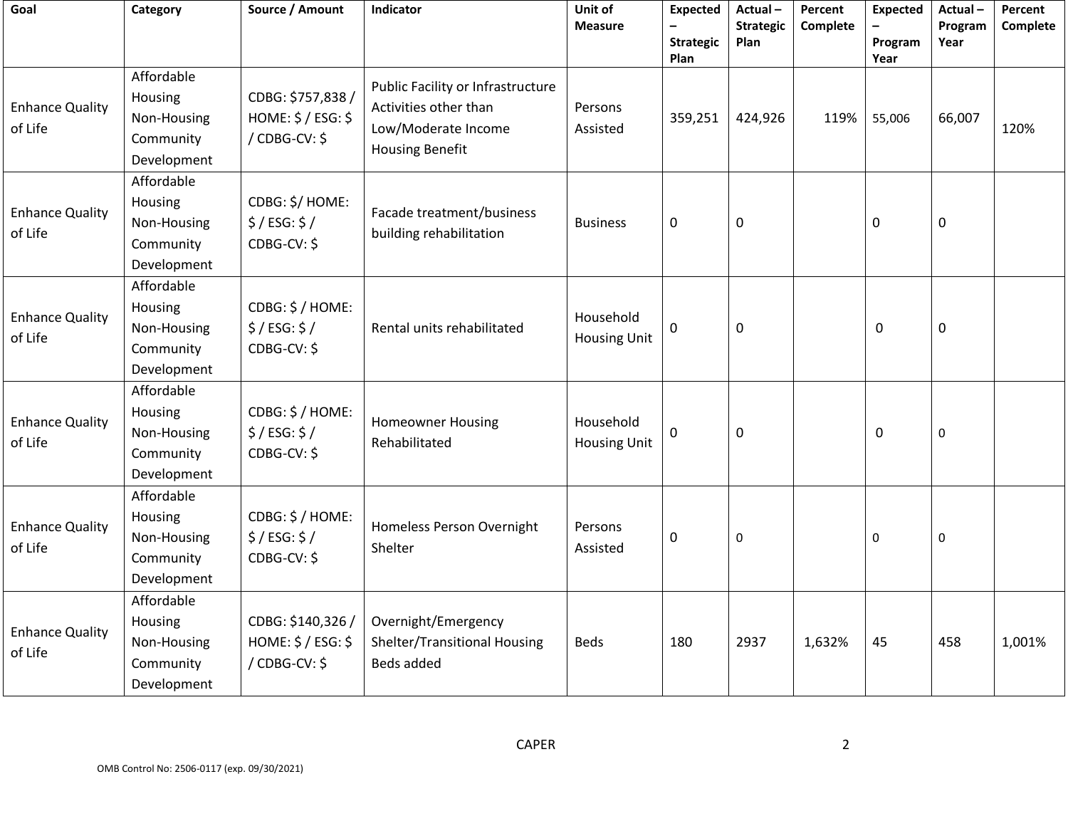| Goal | Category | Source / Amount | Indicator | Unit of Measure | Expected – Strategic Plan | Actual – Strategic Plan | Percent Complete | Expected – Program Year | Actual – Program Year | Percent Complete |
|---|---|---|---|---|---|---|---|---|---|---|
| Enhance Quality of Life | Affordable Housing Non-Housing Community Development | CDBG: $757,838 / HOME: $ / ESG: $ / CDBG-CV: $ | Public Facility or Infrastructure Activities other than Low/Moderate Income Housing Benefit | Persons Assisted | 359,251 | 424,926 | 119% | 55,006 | 66,007 | 120% |
| Enhance Quality of Life | Affordable Housing Non-Housing Community Development | CDBG: $/ HOME: $ / ESG: $ / CDBG-CV: $ | Facade treatment/business building rehabilitation | Business | 0 | 0 | | 0 | 0 | |
| Enhance Quality of Life | Affordable Housing Non-Housing Community Development | CDBG: $ / HOME: $ / ESG: $ / CDBG-CV: $ | Rental units rehabilitated | Household Housing Unit | 0 | 0 | | 0 | 0 | |
| Enhance Quality of Life | Affordable Housing Non-Housing Community Development | CDBG: $ / HOME: $ / ESG: $ / CDBG-CV: $ | Homeowner Housing Rehabilitated | Household Housing Unit | 0 | 0 | | 0 | 0 | |
| Enhance Quality of Life | Affordable Housing Non-Housing Community Development | CDBG: $ / HOME: $ / ESG: $ / CDBG-CV: $ | Homeless Person Overnight Shelter | Persons Assisted | 0 | 0 | | 0 | 0 | |
| Enhance Quality of Life | Affordable Housing Non-Housing Community Development | CDBG: $140,326 / HOME: $ / ESG: $ / CDBG-CV: $ | Overnight/Emergency Shelter/Transitional Housing Beds added | Beds | 180 | 2937 | 1,632% | 45 | 458 | 1,001% |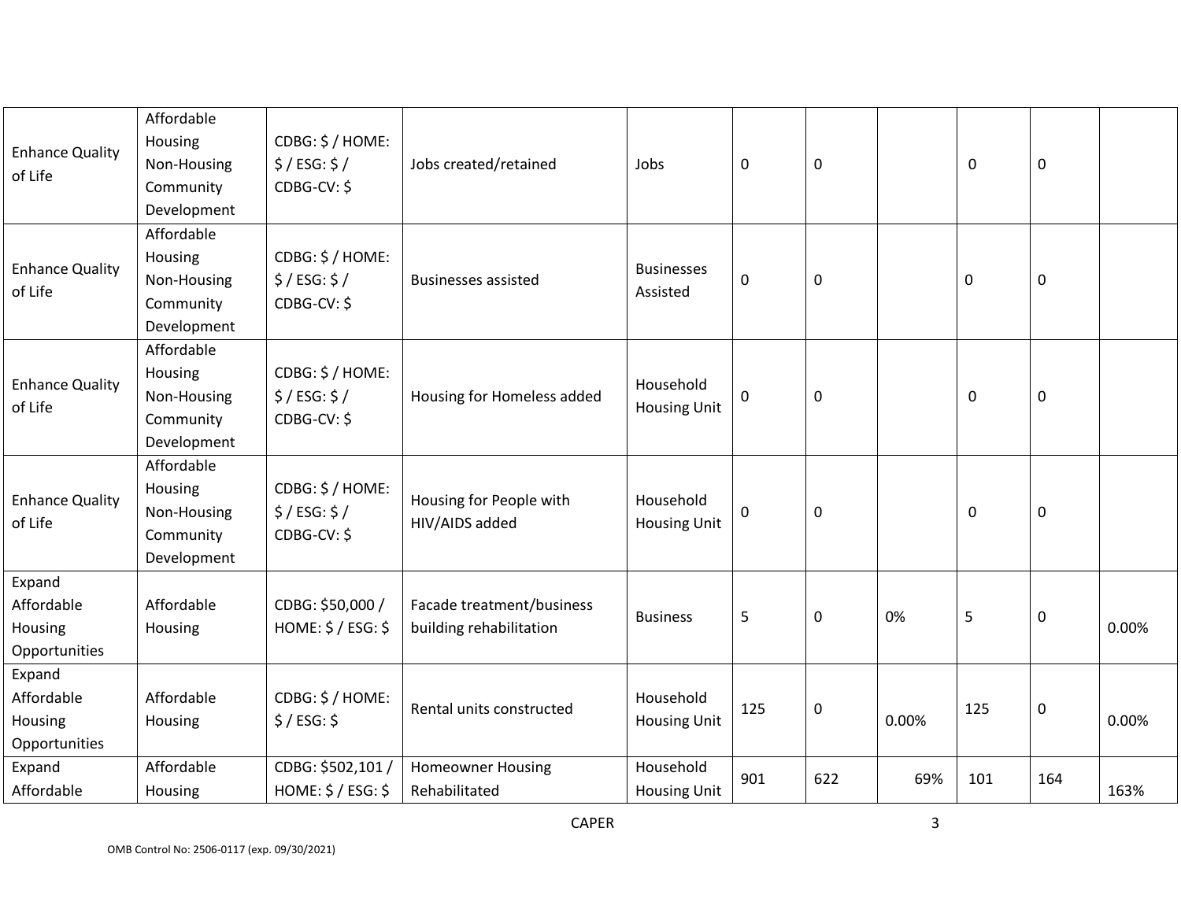| | | | | | | | | | | |
|---|---|---|---|---|---|---|---|---|---|---|
| Enhance Quality of Life | Affordable Housing Non-Housing Community Development | CDBG: $ / HOME: $ / ESG: $ / CDBG-CV: $ | Jobs created/retained | Jobs | 0 | 0 | | 0 | 0 | |
| Enhance Quality of Life | Affordable Housing Non-Housing Community Development | CDBG: $ / HOME: $ / ESG: $ / CDBG-CV: $ | Businesses assisted | Businesses Assisted | 0 | 0 | | 0 | 0 | |
| Enhance Quality of Life | Affordable Housing Non-Housing Community Development | CDBG: $ / HOME: $ / ESG: $ / CDBG-CV: $ | Housing for Homeless added | Household Housing Unit | 0 | 0 | | 0 | 0 | |
| Enhance Quality of Life | Affordable Housing Non-Housing Community Development | CDBG: $ / HOME: $ / ESG: $ / CDBG-CV: $ | Housing for People with HIV/AIDS added | Household Housing Unit | 0 | 0 | | 0 | 0 | |
| Expand Affordable Housing Opportunities | Affordable Housing | CDBG: $50,000 / HOME: $ / ESG: $ | Facade treatment/business building rehabilitation | Business | 5 | 0 | 0% | 5 | 0 | 0.00% |
| Expand Affordable Housing Opportunities | Affordable Housing | CDBG: $ / HOME: $ / ESG: $ | Rental units constructed | Household Housing Unit | 125 | 0 | 0.00% | 125 | 0 | 0.00% |
| Expand Affordable | Affordable Housing | CDBG: $502,101 / HOME: $ / ESG: $ | Homeowner Housing Rehabilitated | Household Housing Unit | 901 | 622 | 69% | 101 | 164 | 163% |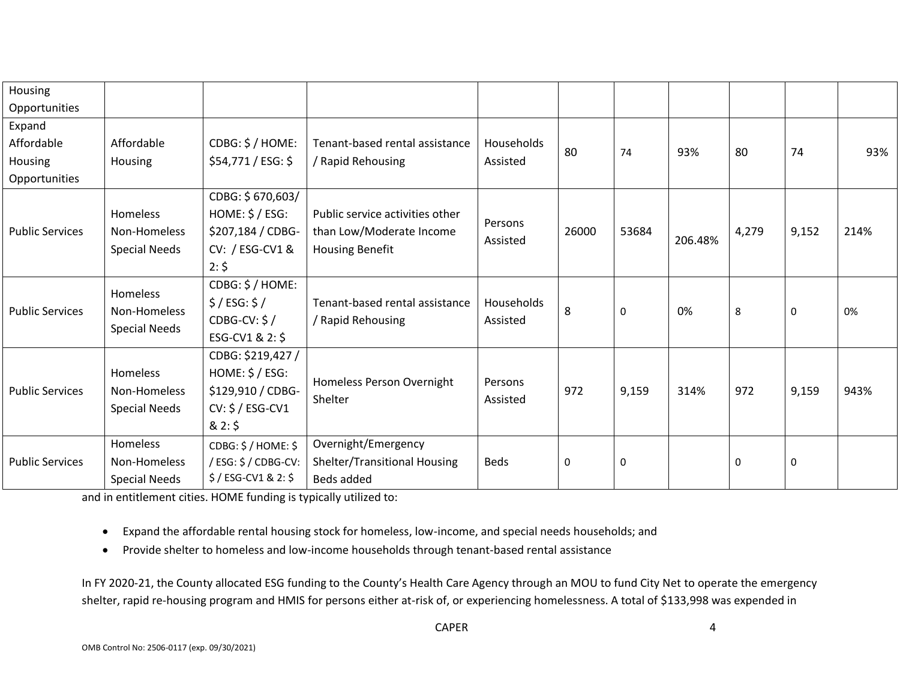| Housing Opportunities | | | | | | | | | | |
|---|---|---|---|---|---|---|---|---|---|---|
| Expand Affordable Housing Opportunities | Affordable Housing | CDBG: $ / HOME: $54,771 / ESG: $ | Tenant-based rental assistance / Rapid Rehousing | Households Assisted | 80 | 74 | 93% | 80 | 74 | 93% |
| Public Services | Homeless Non-Homeless Special Needs | CDBG: $ 670,603/ HOME: $ / ESG: $207,184 / CDBG-CV: / ESG-CV1 & 2: $ | Public service activities other than Low/Moderate Income Housing Benefit | Persons Assisted | 26000 | 53684 | 206.48% | 4,279 | 9,152 | 214% |
| Public Services | Homeless Non-Homeless Special Needs | CDBG: $ / HOME: $ / ESG: $ / CDBG-CV: $ / ESG-CV1 & 2: $ | Tenant-based rental assistance / Rapid Rehousing | Households Assisted | 8 | 0 | 0% | 8 | 0 | 0% |
| Public Services | Homeless Non-Homeless Special Needs | CDBG: $219,427 / HOME: $ / ESG: $129,910 / CDBG-CV: $ / ESG-CV1 & 2: $ | Homeless Person Overnight Shelter | Persons Assisted | 972 | 9,159 | 314% | 972 | 9,159 | 943% |
| Public Services | Homeless Non-Homeless Special Needs | CDBG: $ / HOME: $ / ESG: $ / CDBG-CV: $ / ESG-CV1 & 2: $ | Overnight/Emergency Shelter/Transitional Housing Beds added | Beds | 0 | 0 | | 0 | 0 | |

and in entitlement cities. HOME funding is typically utilized to:

- Expand the affordable rental housing stock for homeless, low-income, and special needs households; and
- Provide shelter to homeless and low-income households through tenant-based rental assistance

In FY 2020-21, the County allocated ESG funding to the County's Health Care Agency through an MOU to fund City Net to operate the emergency shelter, rapid re-housing program and HMIS for persons either at-risk of, or experiencing homelessness. A total of $133,998 was expended in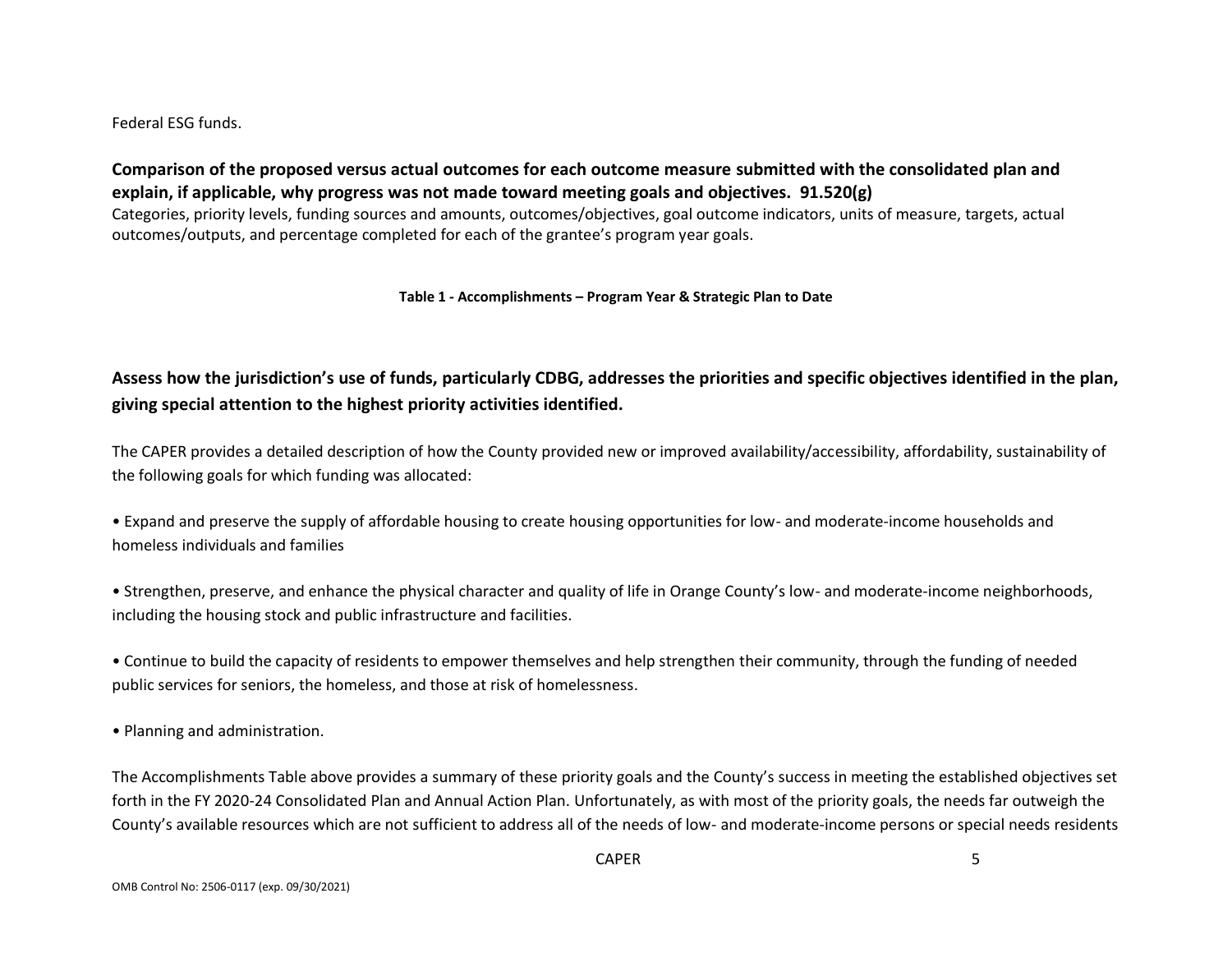Federal ESG funds.

**Comparison of the proposed versus actual outcomes for each outcome measure submitted with the consolidated plan and explain, if applicable, why progress was not made toward meeting goals and objectives. 91.520(g)**

Categories, priority levels, funding sources and amounts, outcomes/objectives, goal outcome indicators, units of measure, targets, actual outcomes/outputs, and percentage completed for each of the grantee's program year goals.

**Table 1 - Accomplishments – Program Year & Strategic Plan to Date**

## Assess how the jurisdiction's use of funds, particularly CDBG, addresses the priorities and specific objectives identified in the plan, giving special attention to the highest priority activities identified.

The CAPER provides a detailed description of how the County provided new or improved availability/accessibility, affordability, sustainability of the following goals for which funding was allocated:

• Expand and preserve the supply of affordable housing to create housing opportunities for low- and moderate-income households and homeless individuals and families

• Strengthen, preserve, and enhance the physical character and quality of life in Orange County's low- and moderate-income neighborhoods, including the housing stock and public infrastructure and facilities.

• Continue to build the capacity of residents to empower themselves and help strengthen their community, through the funding of needed public services for seniors, the homeless, and those at risk of homelessness.

• Planning and administration.

The Accomplishments Table above provides a summary of these priority goals and the County's success in meeting the established objectives set forth in the FY 2020-24 Consolidated Plan and Annual Action Plan. Unfortunately, as with most of the priority goals, the needs far outweigh the County's available resources which are not sufficient to address all of the needs of low- and moderate-income persons or special needs residents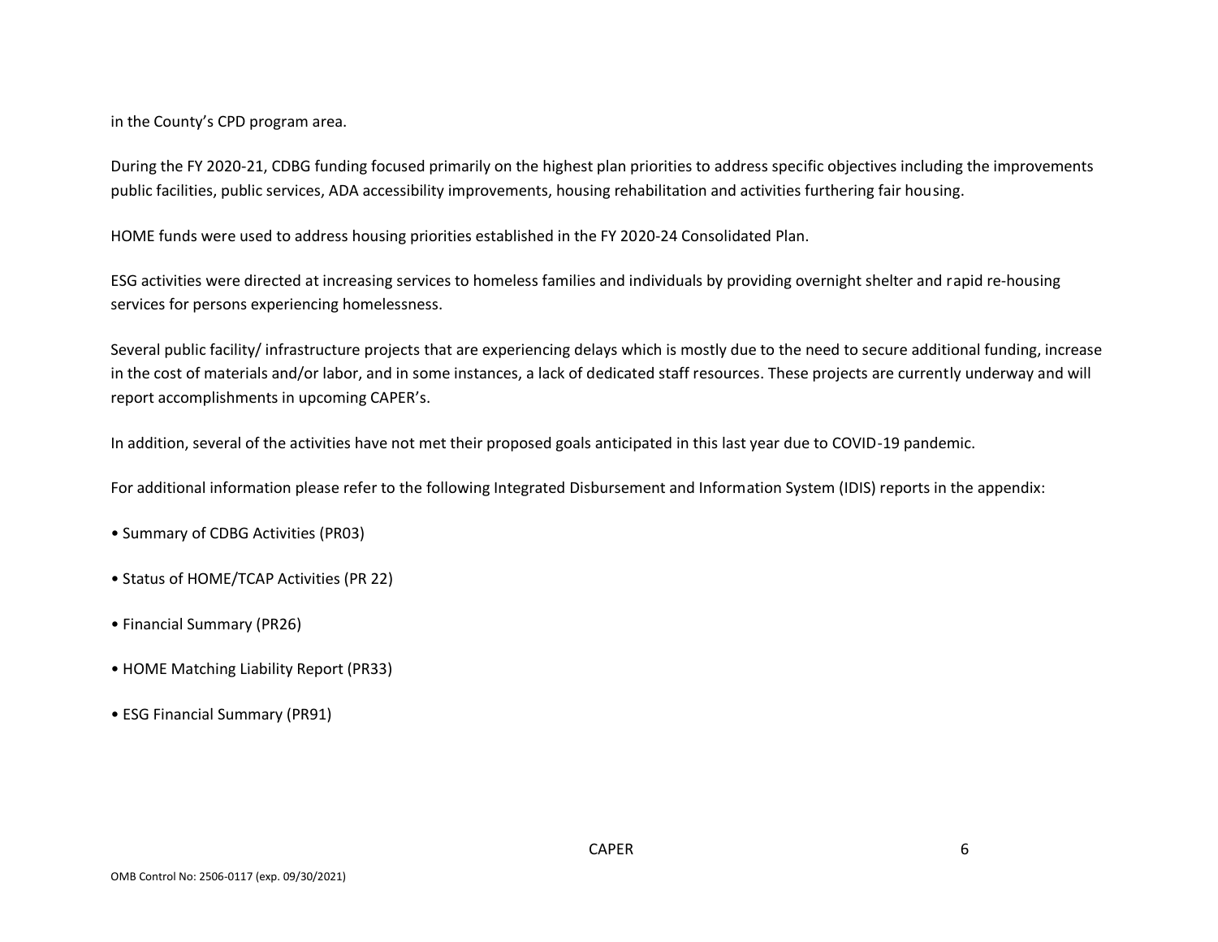in the County's CPD program area.

During the FY 2020-21, CDBG funding focused primarily on the highest plan priorities to address specific objectives including the improvements public facilities, public services, ADA accessibility improvements, housing rehabilitation and activities furthering fair housing.

HOME funds were used to address housing priorities established in the FY 2020-24 Consolidated Plan.

ESG activities were directed at increasing services to homeless families and individuals by providing overnight shelter and rapid re-housing services for persons experiencing homelessness.

Several public facility/ infrastructure projects that are experiencing delays which is mostly due to the need to secure additional funding, increase in the cost of materials and/or labor, and in some instances, a lack of dedicated staff resources. These projects are currently underway and will report accomplishments in upcoming CAPER's.

In addition, several of the activities have not met their proposed goals anticipated in this last year due to COVID-19 pandemic.

For additional information please refer to the following Integrated Disbursement and Information System (IDIS) reports in the appendix:

- Summary of CDBG Activities (PR03)
- Status of HOME/TCAP Activities (PR 22)
- Financial Summary (PR26)
- HOME Matching Liability Report (PR33)
- ESG Financial Summary (PR91)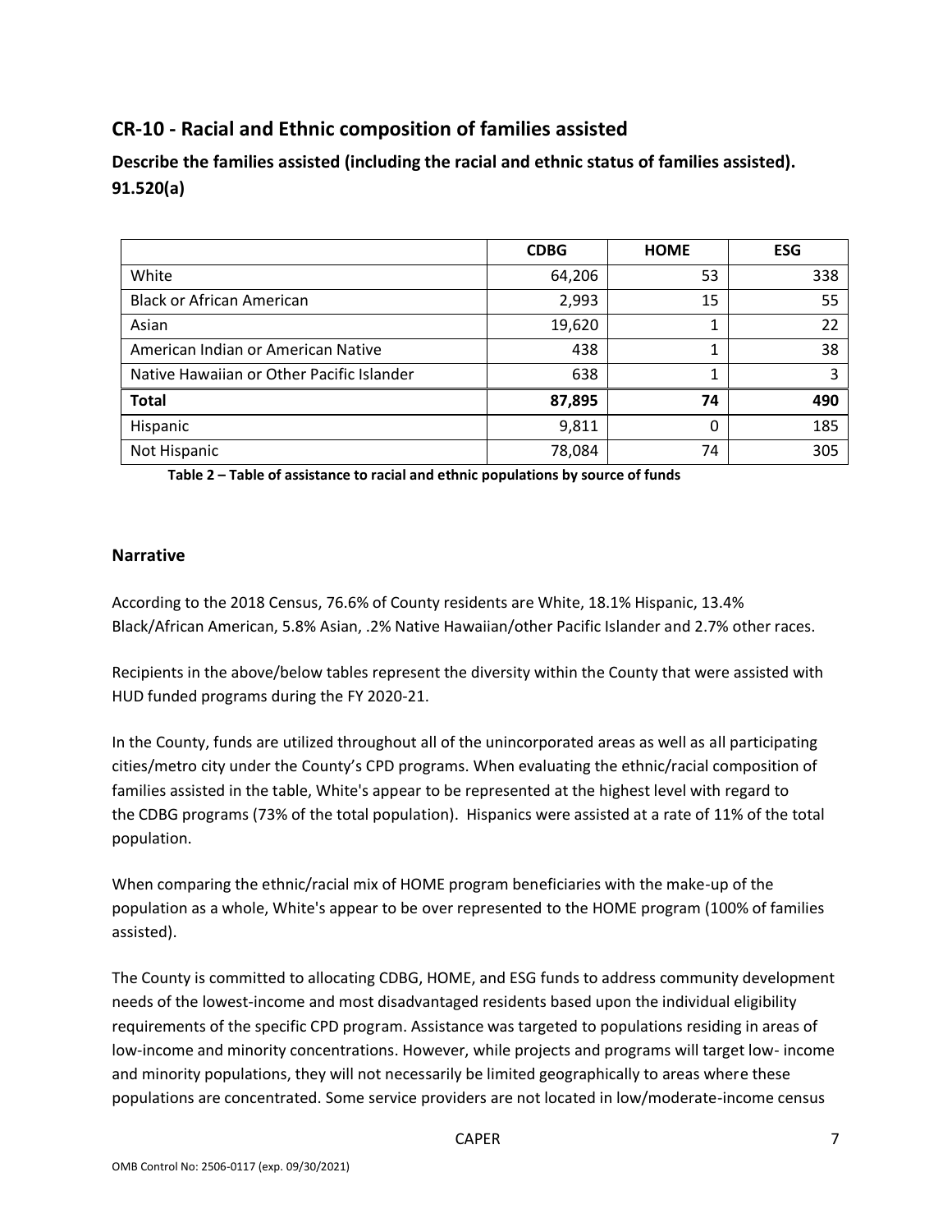## CR-10 - Racial and Ethnic composition of families assisted

### Describe the families assisted (including the racial and ethnic status of families assisted). 91.520(a)

| | CDBG | HOME | ESG |
|---|---|---|---|
| White | 64,206 | 53 | 338 |
| Black or African American | 2,993 | 15 | 55 |
| Asian | 19,620 | 1 | 22 |
| American Indian or American Native | 438 | 1 | 38 |
| Native Hawaiian or Other Pacific Islander | 638 | 1 | 3 |
| **Total** | **87,895** | **74** | **490** |
| Hispanic | 9,811 | 0 | 185 |
| Not Hispanic | 78,084 | 74 | 305 |

**Table 2 – Table of assistance to racial and ethnic populations by source of funds**

### Narrative

According to the 2018 Census, 76.6% of County residents are White, 18.1% Hispanic, 13.4% Black/African American, 5.8% Asian, .2% Native Hawaiian/other Pacific Islander and 2.7% other races.

Recipients in the above/below tables represent the diversity within the County that were assisted with HUD funded programs during the FY 2020-21.

In the County, funds are utilized throughout all of the unincorporated areas as well as all participating cities/metro city under the County's CPD programs. When evaluating the ethnic/racial composition of families assisted in the table, White's appear to be represented at the highest level with regard to the CDBG programs (73% of the total population). Hispanics were assisted at a rate of 11% of the total population.

When comparing the ethnic/racial mix of HOME program beneficiaries with the make-up of the population as a whole, White's appear to be over represented to the HOME program (100% of families assisted).

The County is committed to allocating CDBG, HOME, and ESG funds to address community development needs of the lowest-income and most disadvantaged residents based upon the individual eligibility requirements of the specific CPD program. Assistance was targeted to populations residing in areas of low-income and minority concentrations. However, while projects and programs will target low- income and minority populations, they will not necessarily be limited geographically to areas where these populations are concentrated. Some service providers are not located in low/moderate-income census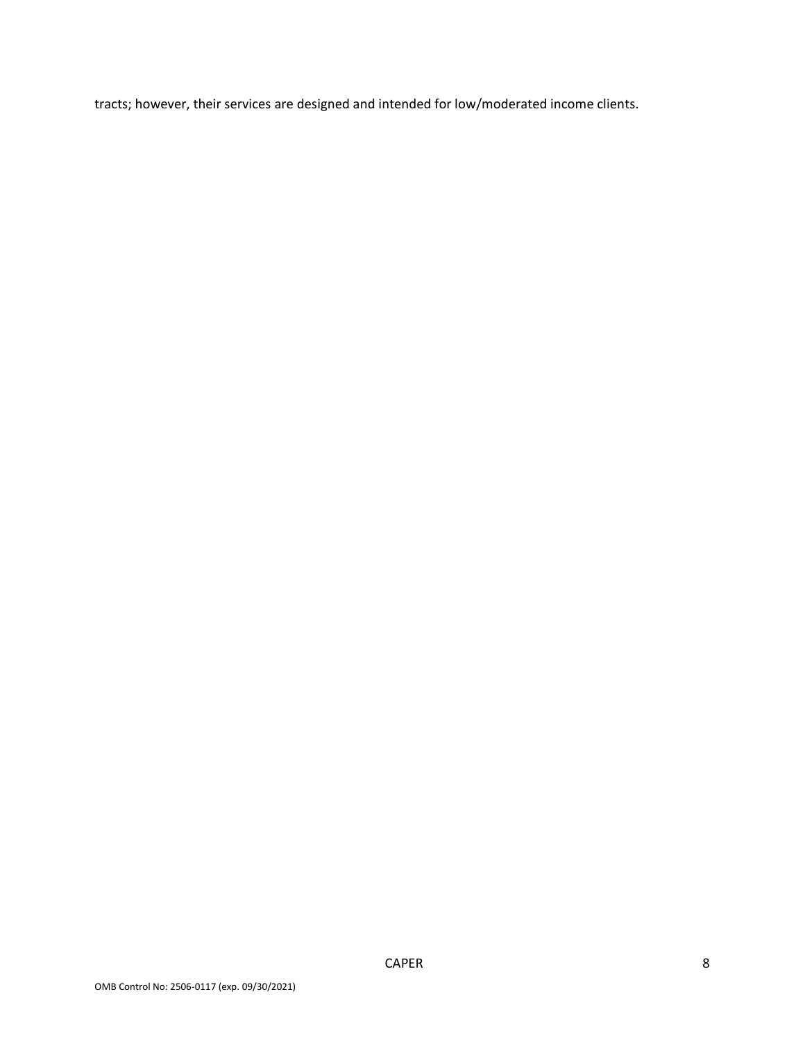tracts; however, their services are designed and intended for low/moderated income clients.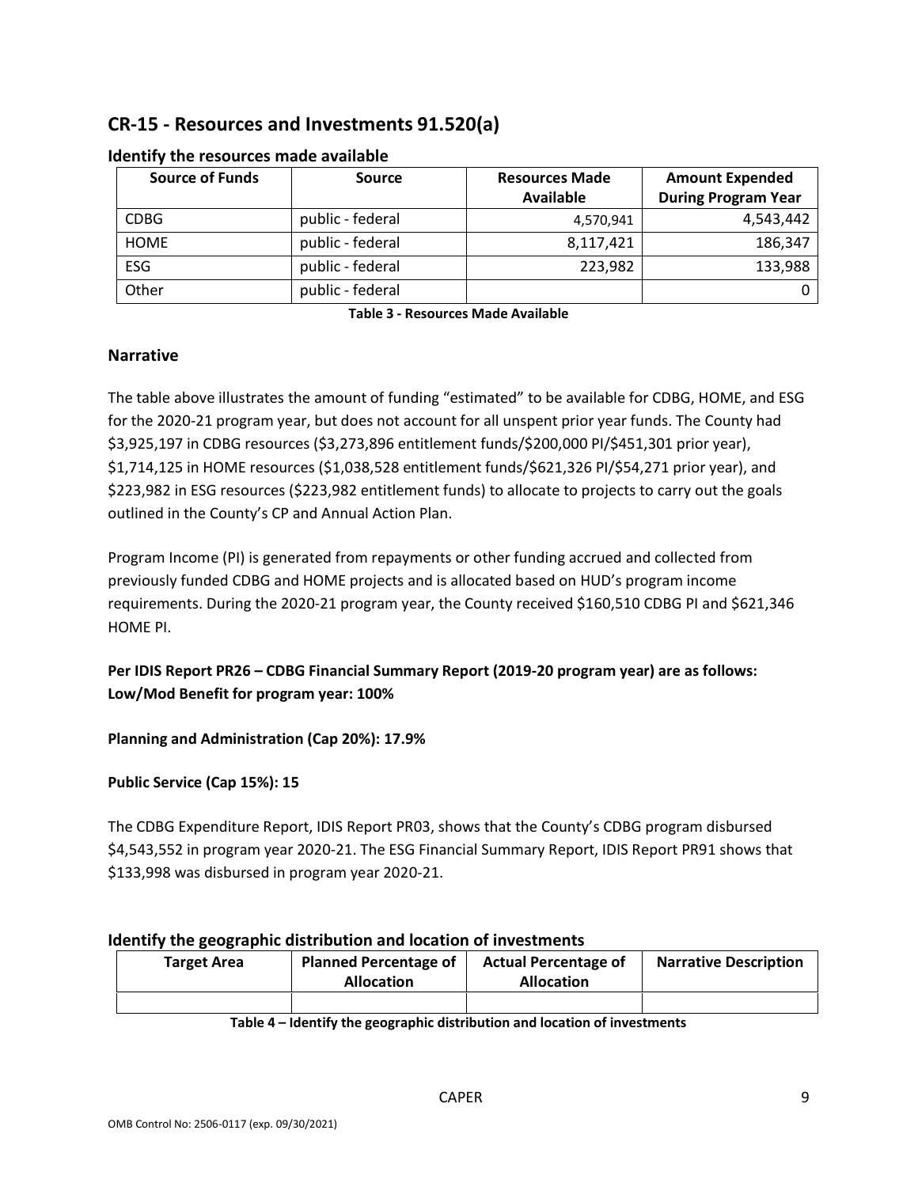## CR-15 - Resources and Investments 91.520(a)

### Identify the resources made available

| Source of Funds | Source | Resources Made Available | Amount Expended During Program Year |
|---|---|---|---|
| CDBG | public - federal | 4,570,941 | 4,543,442 |
| HOME | public - federal | 8,117,421 | 186,347 |
| ESG | public - federal | 223,982 | 133,988 |
| Other | public - federal | | 0 |

**Table 3 - Resources Made Available**

### Narrative

The table above illustrates the amount of funding "estimated" to be available for CDBG, HOME, and ESG for the 2020-21 program year, but does not account for all unspent prior year funds. The County had $3,925,197 in CDBG resources ($3,273,896 entitlement funds/$200,000 PI/$451,301 prior year), $1,714,125 in HOME resources ($1,038,528 entitlement funds/$621,326 PI/$54,271 prior year), and $223,982 in ESG resources ($223,982 entitlement funds) to allocate to projects to carry out the goals outlined in the County's CP and Annual Action Plan.

Program Income (PI) is generated from repayments or other funding accrued and collected from previously funded CDBG and HOME projects and is allocated based on HUD's program income requirements. During the 2020-21 program year, the County received $160,510 CDBG PI and $621,346 HOME PI.

**Per IDIS Report PR26 – CDBG Financial Summary Report (2019-20 program year) are as follows: Low/Mod Benefit for program year: 100%**

**Planning and Administration (Cap 20%): 17.9%**

**Public Service (Cap 15%): 15**

The CDBG Expenditure Report, IDIS Report PR03, shows that the County's CDBG program disbursed $4,543,552 in program year 2020-21. The ESG Financial Summary Report, IDIS Report PR91 shows that $133,998 was disbursed in program year 2020-21.

### Identify the geographic distribution and location of investments

| Target Area | Planned Percentage of Allocation | Actual Percentage of Allocation | Narrative Description |
|---|---|---|---|
| | | | |

**Table 4 – Identify the geographic distribution and location of investments**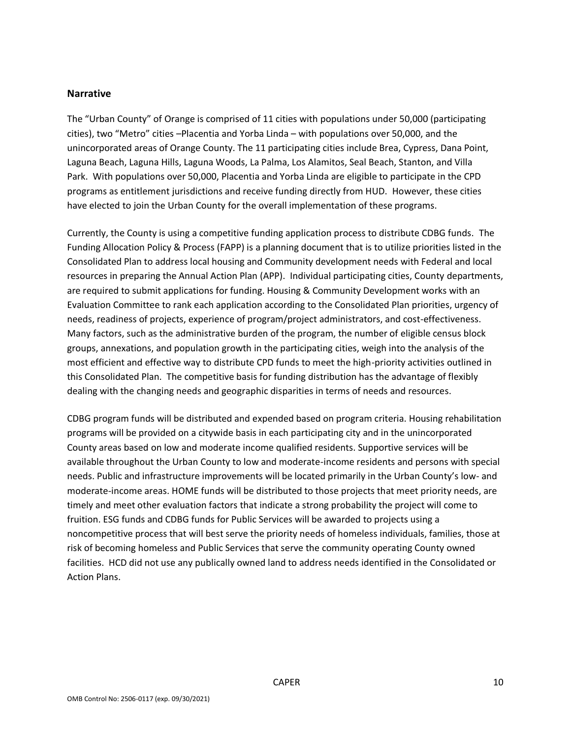## Narrative

The "Urban County" of Orange is comprised of 11 cities with populations under 50,000 (participating cities), two "Metro" cities –Placentia and Yorba Linda – with populations over 50,000, and the unincorporated areas of Orange County. The 11 participating cities include Brea, Cypress, Dana Point, Laguna Beach, Laguna Hills, Laguna Woods, La Palma, Los Alamitos, Seal Beach, Stanton, and Villa Park. With populations over 50,000, Placentia and Yorba Linda are eligible to participate in the CPD programs as entitlement jurisdictions and receive funding directly from HUD. However, these cities have elected to join the Urban County for the overall implementation of these programs.

Currently, the County is using a competitive funding application process to distribute CDBG funds. The Funding Allocation Policy & Process (FAPP) is a planning document that is to utilize priorities listed in the Consolidated Plan to address local housing and Community development needs with Federal and local resources in preparing the Annual Action Plan (APP). Individual participating cities, County departments, are required to submit applications for funding. Housing & Community Development works with an Evaluation Committee to rank each application according to the Consolidated Plan priorities, urgency of needs, readiness of projects, experience of program/project administrators, and cost-effectiveness. Many factors, such as the administrative burden of the program, the number of eligible census block groups, annexations, and population growth in the participating cities, weigh into the analysis of the most efficient and effective way to distribute CPD funds to meet the high-priority activities outlined in this Consolidated Plan. The competitive basis for funding distribution has the advantage of flexibly dealing with the changing needs and geographic disparities in terms of needs and resources.

CDBG program funds will be distributed and expended based on program criteria. Housing rehabilitation programs will be provided on a citywide basis in each participating city and in the unincorporated County areas based on low and moderate income qualified residents. Supportive services will be available throughout the Urban County to low and moderate-income residents and persons with special needs. Public and infrastructure improvements will be located primarily in the Urban County's low- and moderate-income areas. HOME funds will be distributed to those projects that meet priority needs, are timely and meet other evaluation factors that indicate a strong probability the project will come to fruition. ESG funds and CDBG funds for Public Services will be awarded to projects using a noncompetitive process that will best serve the priority needs of homeless individuals, families, those at risk of becoming homeless and Public Services that serve the community operating County owned facilities. HCD did not use any publically owned land to address needs identified in the Consolidated or Action Plans.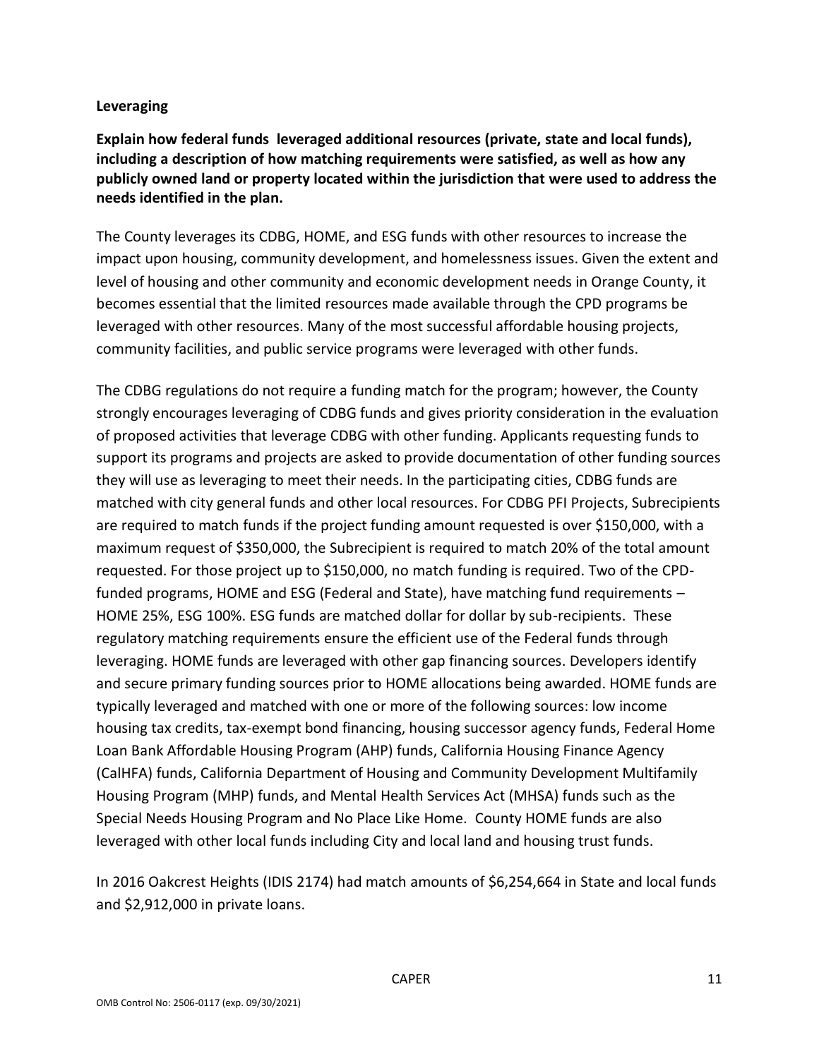**Leveraging**

**Explain how federal funds leveraged additional resources (private, state and local funds), including a description of how matching requirements were satisfied, as well as how any publicly owned land or property located within the jurisdiction that were used to address the needs identified in the plan.**

The County leverages its CDBG, HOME, and ESG funds with other resources to increase the impact upon housing, community development, and homelessness issues. Given the extent and level of housing and other community and economic development needs in Orange County, it becomes essential that the limited resources made available through the CPD programs be leveraged with other resources. Many of the most successful affordable housing projects, community facilities, and public service programs were leveraged with other funds.

The CDBG regulations do not require a funding match for the program; however, the County strongly encourages leveraging of CDBG funds and gives priority consideration in the evaluation of proposed activities that leverage CDBG with other funding. Applicants requesting funds to support its programs and projects are asked to provide documentation of other funding sources they will use as leveraging to meet their needs. In the participating cities, CDBG funds are matched with city general funds and other local resources. For CDBG PFI Projects, Subrecipients are required to match funds if the project funding amount requested is over $150,000, with a maximum request of $350,000, the Subrecipient is required to match 20% of the total amount requested. For those project up to $150,000, no match funding is required. Two of the CPD-funded programs, HOME and ESG (Federal and State), have matching fund requirements – HOME 25%, ESG 100%. ESG funds are matched dollar for dollar by sub-recipients. These regulatory matching requirements ensure the efficient use of the Federal funds through leveraging. HOME funds are leveraged with other gap financing sources. Developers identify and secure primary funding sources prior to HOME allocations being awarded. HOME funds are typically leveraged and matched with one or more of the following sources: low income housing tax credits, tax-exempt bond financing, housing successor agency funds, Federal Home Loan Bank Affordable Housing Program (AHP) funds, California Housing Finance Agency (CalHFA) funds, California Department of Housing and Community Development Multifamily Housing Program (MHP) funds, and Mental Health Services Act (MHSA) funds such as the Special Needs Housing Program and No Place Like Home. County HOME funds are also leveraged with other local funds including City and local land and housing trust funds.

In 2016 Oakcrest Heights (IDIS 2174) had match amounts of $6,254,664 in State and local funds and $2,912,000 in private loans.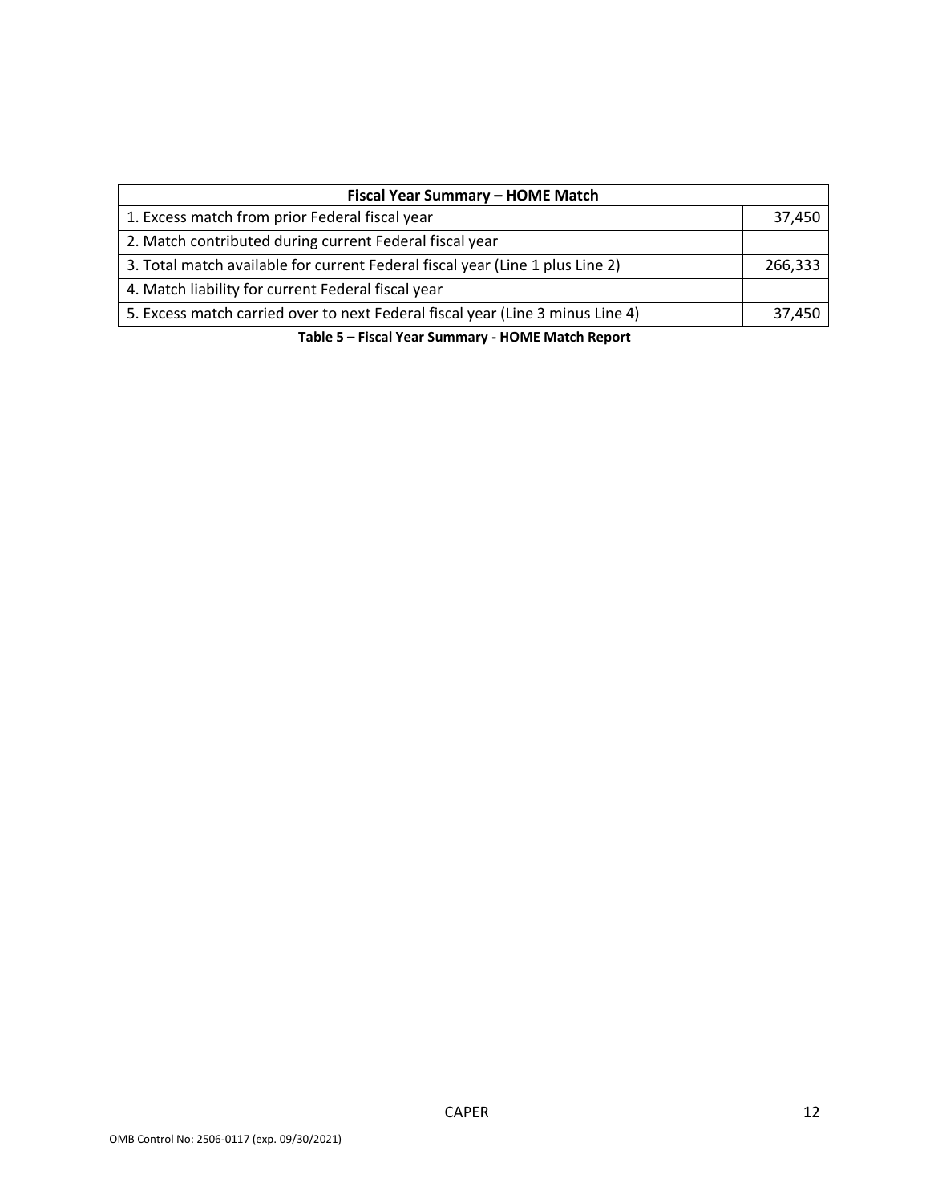| Fiscal Year Summary – HOME Match | |
|---|---|
| 1. Excess match from prior Federal fiscal year | 37,450 |
| 2. Match contributed during current Federal fiscal year | |
| 3. Total match available for current Federal fiscal year (Line 1 plus Line 2) | 266,333 |
| 4. Match liability for current Federal fiscal year | |
| 5. Excess match carried over to next Federal fiscal year (Line 3 minus Line 4) | 37,450 |

**Table 5 – Fiscal Year Summary - HOME Match Report**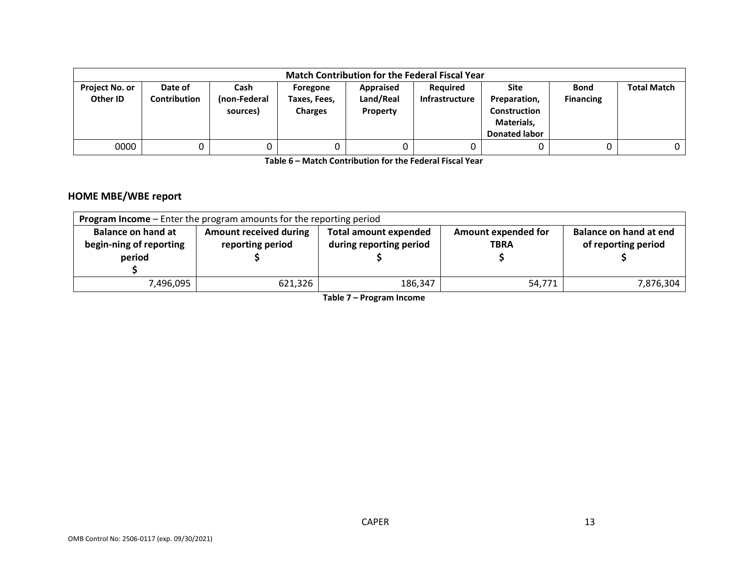| Match Contribution for the Federal Fiscal Year | | | | | | | | |
|---|---|---|---|---|---|---|---|---|
| Project No. or Other ID | Date of Contribution | Cash (non-Federal sources) | Foregone Taxes, Fees, Charges | Appraised Land/Real Property | Required Infrastructure | Site Preparation, Construction Materials, Donated labor | Bond Financing | Total Match |
| 0000 | 0 | 0 | 0 | 0 | 0 | 0 | 0 | 0 |

**Table 6 – Match Contribution for the Federal Fiscal Year**

## HOME MBE/WBE report

| **Program Income** – Enter the program amounts for the reporting period | | | | |
|---|---|---|---|---|
| Balance on hand at begin-ning of reporting period $ | Amount received during reporting period $ | Total amount expended during reporting period $ | Amount expended for TBRA $ | Balance on hand at end of reporting period $ |
| 7,496,095 | 621,326 | 186,347 | 54,771 | 7,876,304 |

**Table 7 – Program Income**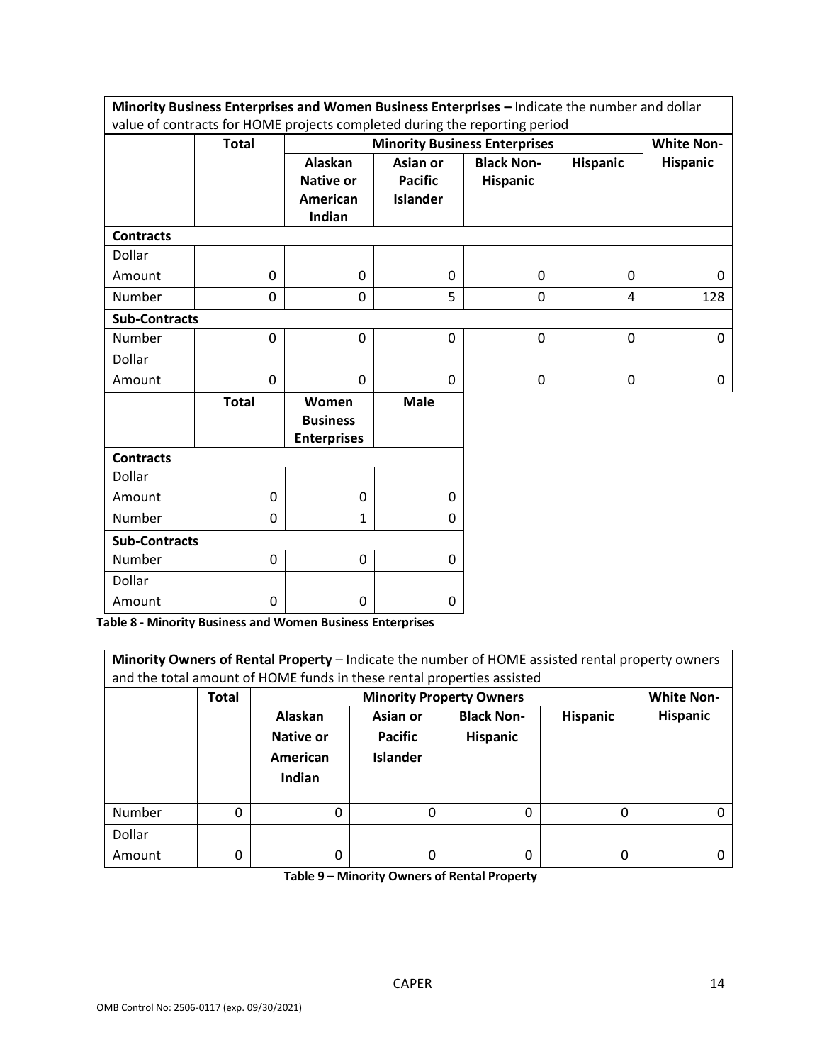**Minority Business Enterprises and Women Business Enterprises –** Indicate the number and dollar value of contracts for HOME projects completed during the reporting period

| | Total | Minority Business Enterprises | | | | White Non-Hispanic |
|---|---|---|---|---|---|---|
| | | Alaskan Native or American Indian | Asian or Pacific Islander | Black Non-Hispanic | Hispanic | |
| **Contracts** | | | | | | |
| Dollar Amount | 0 | 0 | 0 | 0 | 0 | 0 |
| Number | 0 | 0 | 5 | 0 | 4 | 128 |
| **Sub-Contracts** | | | | | | |
| Number | 0 | 0 | 0 | 0 | 0 | 0 |
| Dollar Amount | 0 | 0 | 0 | 0 | 0 | 0 |

| | Total | Women Business Enterprises | Male |
|---|---|---|---|
| **Contracts** | | | |
| Dollar Amount | 0 | 0 | 0 |
| Number | 0 | 1 | 0 |
| **Sub-Contracts** | | | |
| Number | 0 | 0 | 0 |
| Dollar Amount | 0 | 0 | 0 |

**Table 8 - Minority Business and Women Business Enterprises**

**Minority Owners of Rental Property** – Indicate the number of HOME assisted rental property owners and the total amount of HOME funds in these rental properties assisted

| | Total | Minority Property Owners | | | | White Non-Hispanic |
|---|---|---|---|---|---|---|
| | | Alaskan Native or American Indian | Asian or Pacific Islander | Black Non-Hispanic | Hispanic | |
| Number | 0 | 0 | 0 | 0 | 0 | 0 |
| Dollar Amount | 0 | 0 | 0 | 0 | 0 | 0 |

**Table 9 – Minority Owners of Rental Property**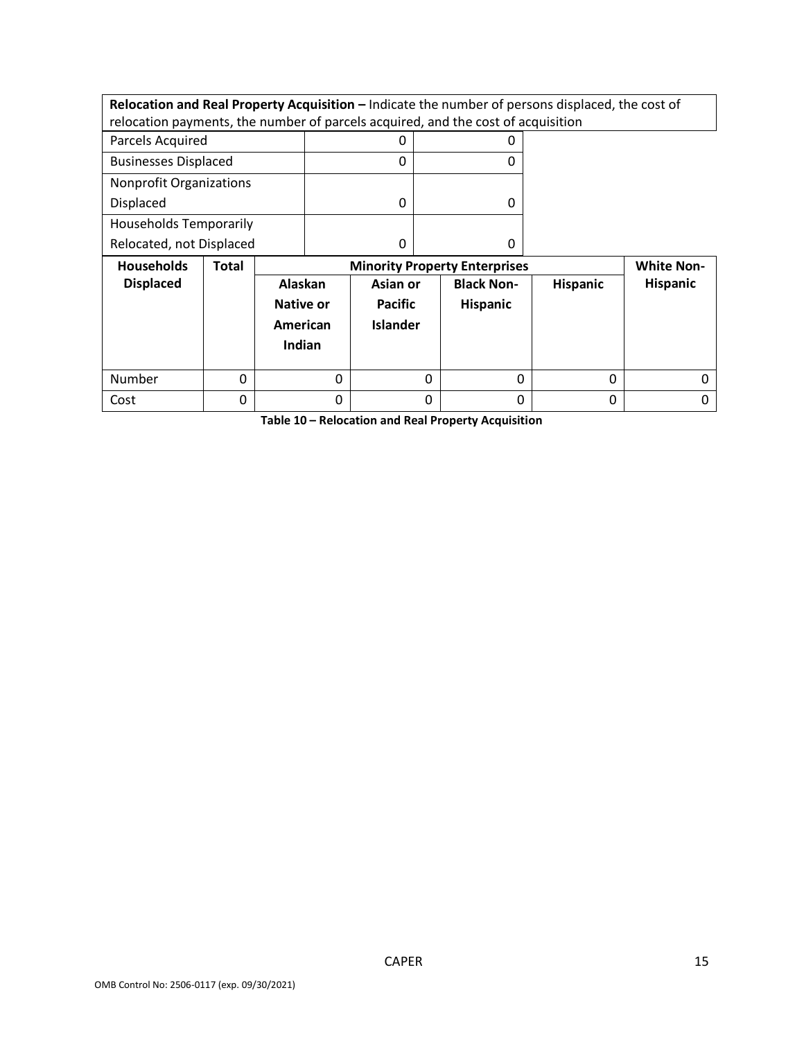**Relocation and Real Property Acquisition –** Indicate the number of persons displaced, the cost of relocation payments, the number of parcels acquired, and the cost of acquisition

| | | |
|---|---|---|
| Parcels Acquired | 0 | 0 |
| Businesses Displaced | 0 | 0 |
| Nonprofit Organizations Displaced | 0 | 0 |
| Households Temporarily Relocated, not Displaced | 0 | 0 |

| Households Displaced | Total | Minority Property Enterprises | | | | White Non-Hispanic |
|---|---|---|---|---|---|---|
| | | Alaskan Native or American Indian | Asian or Pacific Islander | Black Non-Hispanic | Hispanic | |
| Number | 0 | 0 | 0 | 0 | 0 | 0 |
| Cost | 0 | 0 | 0 | 0 | 0 | 0 |

**Table 10 – Relocation and Real Property Acquisition**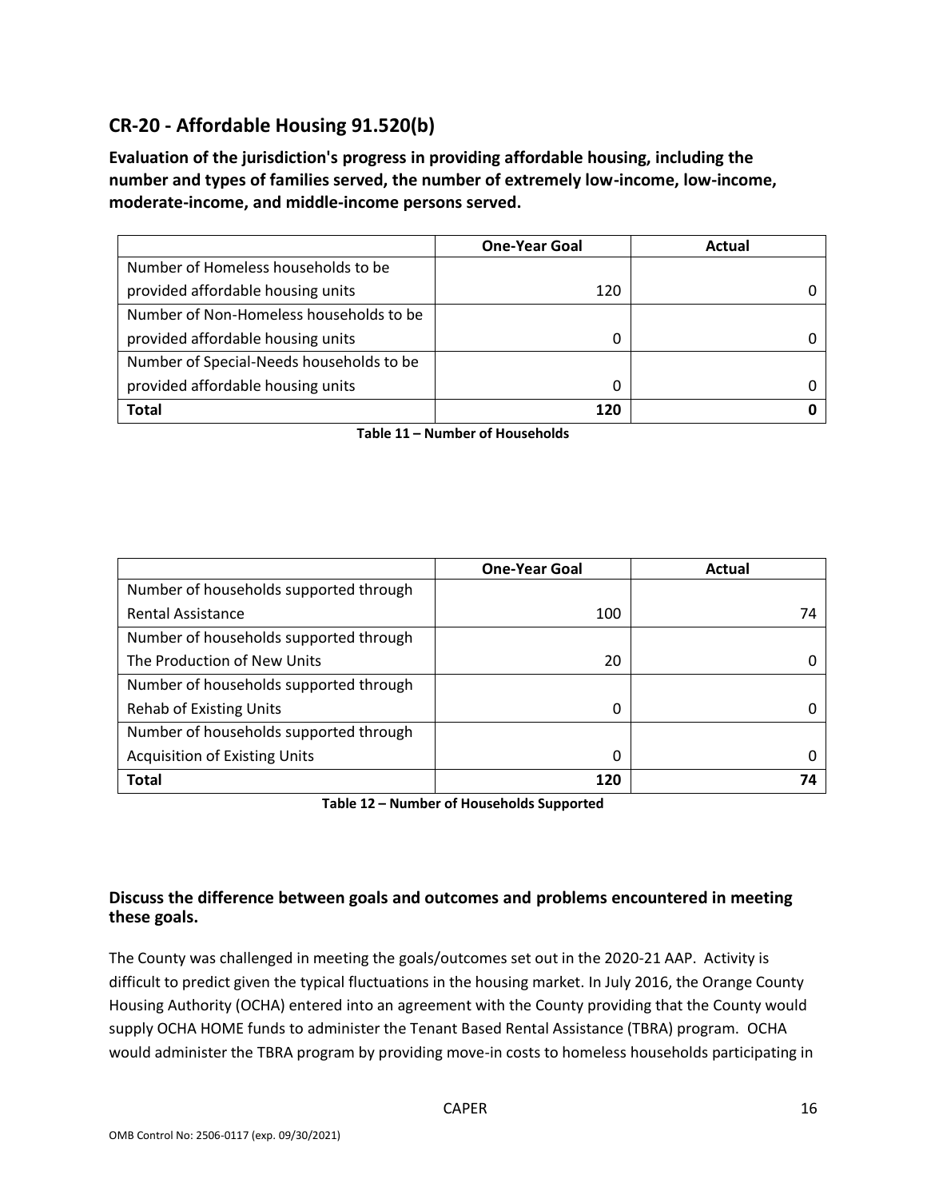## CR-20 - Affordable Housing 91.520(b)

**Evaluation of the jurisdiction's progress in providing affordable housing, including the number and types of families served, the number of extremely low-income, low-income, moderate-income, and middle-income persons served.**

| | One-Year Goal | Actual |
|---|---|---|
| Number of Homeless households to be provided affordable housing units | 120 | 0 |
| Number of Non-Homeless households to be provided affordable housing units | 0 | 0 |
| Number of Special-Needs households to be provided affordable housing units | 0 | 0 |
| **Total** | **120** | **0** |

**Table 11 – Number of Households**

| | One-Year Goal | Actual |
|---|---|---|
| Number of households supported through Rental Assistance | 100 | 74 |
| Number of households supported through The Production of New Units | 20 | 0 |
| Number of households supported through Rehab of Existing Units | 0 | 0 |
| Number of households supported through Acquisition of Existing Units | 0 | 0 |
| **Total** | **120** | **74** |

**Table 12 – Number of Households Supported**

### Discuss the difference between goals and outcomes and problems encountered in meeting these goals.

The County was challenged in meeting the goals/outcomes set out in the 2020-21 AAP. Activity is difficult to predict given the typical fluctuations in the housing market. In July 2016, the Orange County Housing Authority (OCHA) entered into an agreement with the County providing that the County would supply OCHA HOME funds to administer the Tenant Based Rental Assistance (TBRA) program. OCHA would administer the TBRA program by providing move-in costs to homeless households participating in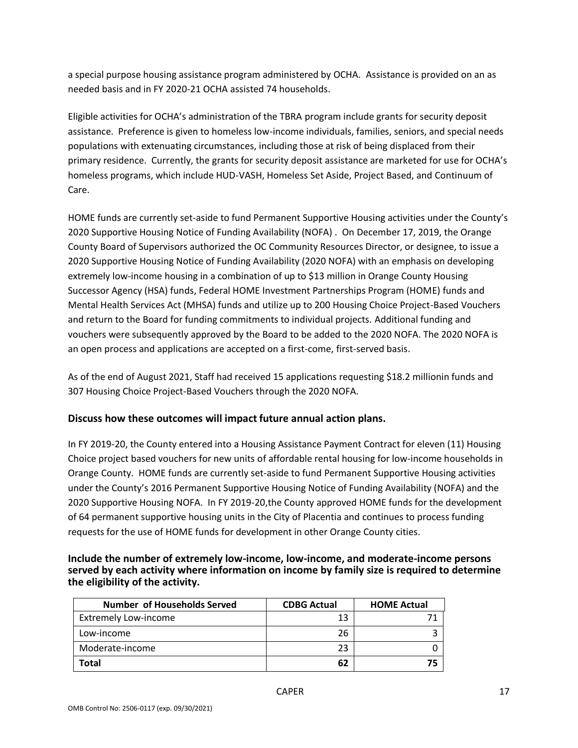a special purpose housing assistance program administered by OCHA. Assistance is provided on an as needed basis and in FY 2020-21 OCHA assisted 74 households.

Eligible activities for OCHA's administration of the TBRA program include grants for security deposit assistance. Preference is given to homeless low-income individuals, families, seniors, and special needs populations with extenuating circumstances, including those at risk of being displaced from their primary residence. Currently, the grants for security deposit assistance are marketed for use for OCHA's homeless programs, which include HUD-VASH, Homeless Set Aside, Project Based, and Continuum of Care.

HOME funds are currently set-aside to fund Permanent Supportive Housing activities under the County's 2020 Supportive Housing Notice of Funding Availability (NOFA) . On December 17, 2019, the Orange County Board of Supervisors authorized the OC Community Resources Director, or designee, to issue a 2020 Supportive Housing Notice of Funding Availability (2020 NOFA) with an emphasis on developing extremely low-income housing in a combination of up to $13 million in Orange County Housing Successor Agency (HSA) funds, Federal HOME Investment Partnerships Program (HOME) funds and Mental Health Services Act (MHSA) funds and utilize up to 200 Housing Choice Project-Based Vouchers and return to the Board for funding commitments to individual projects. Additional funding and vouchers were subsequently approved by the Board to be added to the 2020 NOFA. The 2020 NOFA is an open process and applications are accepted on a first-come, first-served basis.

As of the end of August 2021, Staff had received 15 applications requesting $18.2 millionin funds and 307 Housing Choice Project-Based Vouchers through the 2020 NOFA.

### Discuss how these outcomes will impact future annual action plans.

In FY 2019-20, the County entered into a Housing Assistance Payment Contract for eleven (11) Housing Choice project based vouchers for new units of affordable rental housing for low-income households in Orange County. HOME funds are currently set-aside to fund Permanent Supportive Housing activities under the County's 2016 Permanent Supportive Housing Notice of Funding Availability (NOFA) and the 2020 Supportive Housing NOFA. In FY 2019-20,the County approved HOME funds for the development of 64 permanent supportive housing units in the City of Placentia and continues to process funding requests for the use of HOME funds for development in other Orange County cities.

### Include the number of extremely low-income, low-income, and moderate-income persons served by each activity where information on income by family size is required to determine the eligibility of the activity.

| Number of Households Served | CDBG Actual | HOME Actual |
|---|---|---|
| Extremely Low-income | 13 | 71 |
| Low-income | 26 | 3 |
| Moderate-income | 23 | 0 |
| **Total** | **62** | **75** |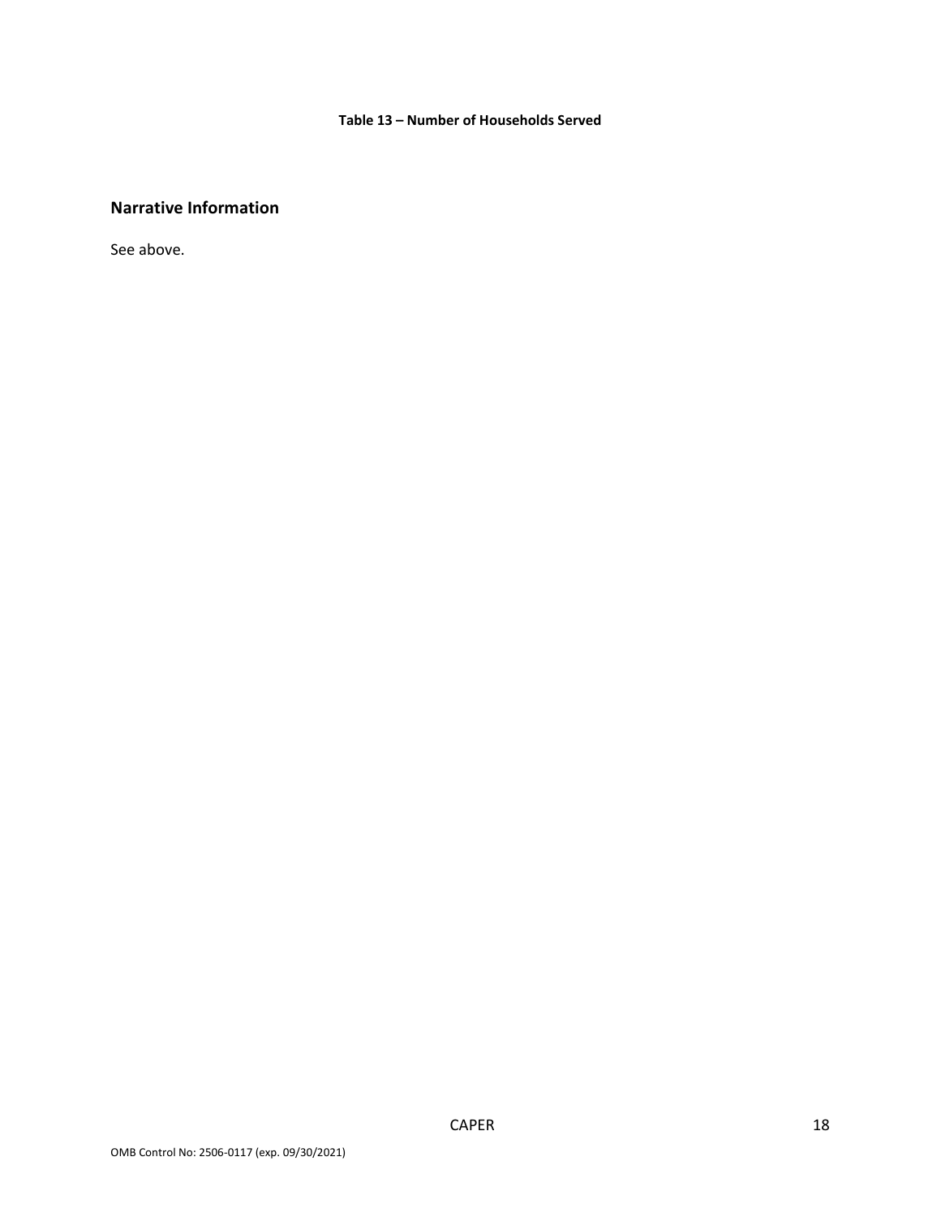**Table 13 – Number of Households Served**

## Narrative Information

See above.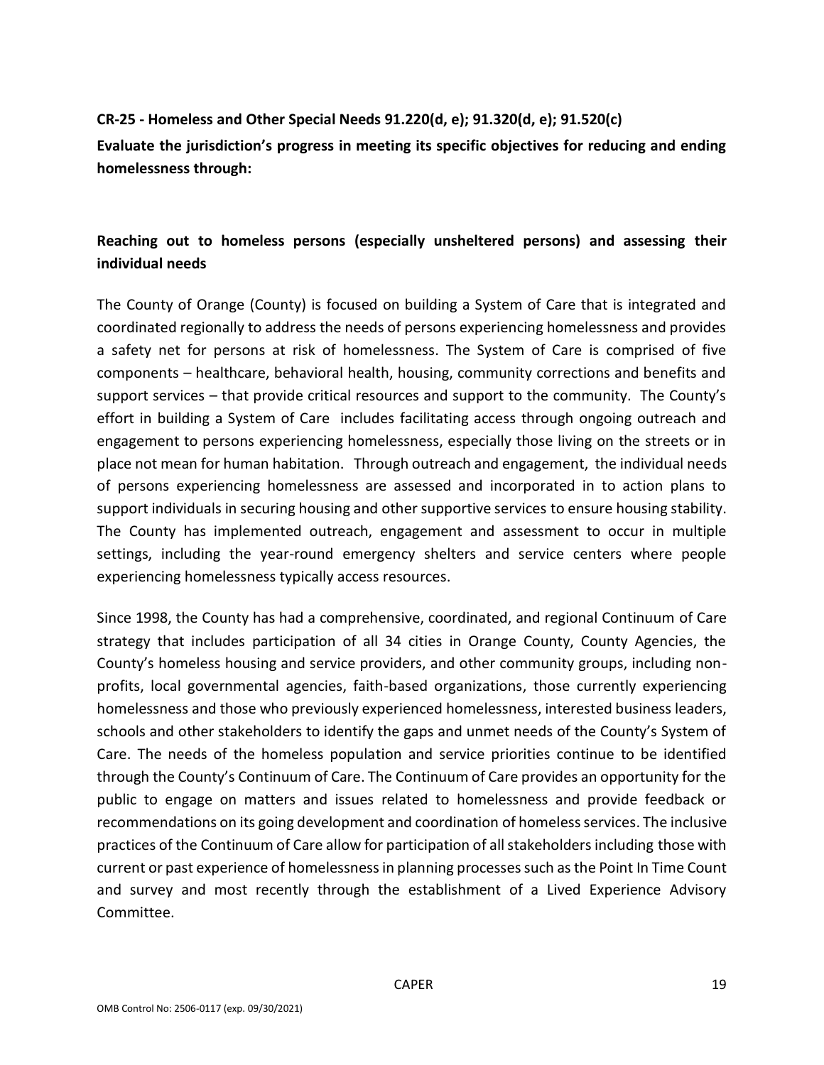**CR-25 - Homeless and Other Special Needs 91.220(d, e); 91.320(d, e); 91.520(c)**

**Evaluate the jurisdiction's progress in meeting its specific objectives for reducing and ending homelessness through:**

**Reaching out to homeless persons (especially unsheltered persons) and assessing their individual needs**

The County of Orange (County) is focused on building a System of Care that is integrated and coordinated regionally to address the needs of persons experiencing homelessness and provides a safety net for persons at risk of homelessness. The System of Care is comprised of five components – healthcare, behavioral health, housing, community corrections and benefits and support services – that provide critical resources and support to the community. The County's effort in building a System of Care includes facilitating access through ongoing outreach and engagement to persons experiencing homelessness, especially those living on the streets or in place not mean for human habitation. Through outreach and engagement, the individual needs of persons experiencing homelessness are assessed and incorporated in to action plans to support individuals in securing housing and other supportive services to ensure housing stability. The County has implemented outreach, engagement and assessment to occur in multiple settings, including the year-round emergency shelters and service centers where people experiencing homelessness typically access resources.

Since 1998, the County has had a comprehensive, coordinated, and regional Continuum of Care strategy that includes participation of all 34 cities in Orange County, County Agencies, the County's homeless housing and service providers, and other community groups, including non-profits, local governmental agencies, faith-based organizations, those currently experiencing homelessness and those who previously experienced homelessness, interested business leaders, schools and other stakeholders to identify the gaps and unmet needs of the County's System of Care. The needs of the homeless population and service priorities continue to be identified through the County's Continuum of Care. The Continuum of Care provides an opportunity for the public to engage on matters and issues related to homelessness and provide feedback or recommendations on its going development and coordination of homeless services. The inclusive practices of the Continuum of Care allow for participation of all stakeholders including those with current or past experience of homelessness in planning processes such as the Point In Time Count and survey and most recently through the establishment of a Lived Experience Advisory Committee.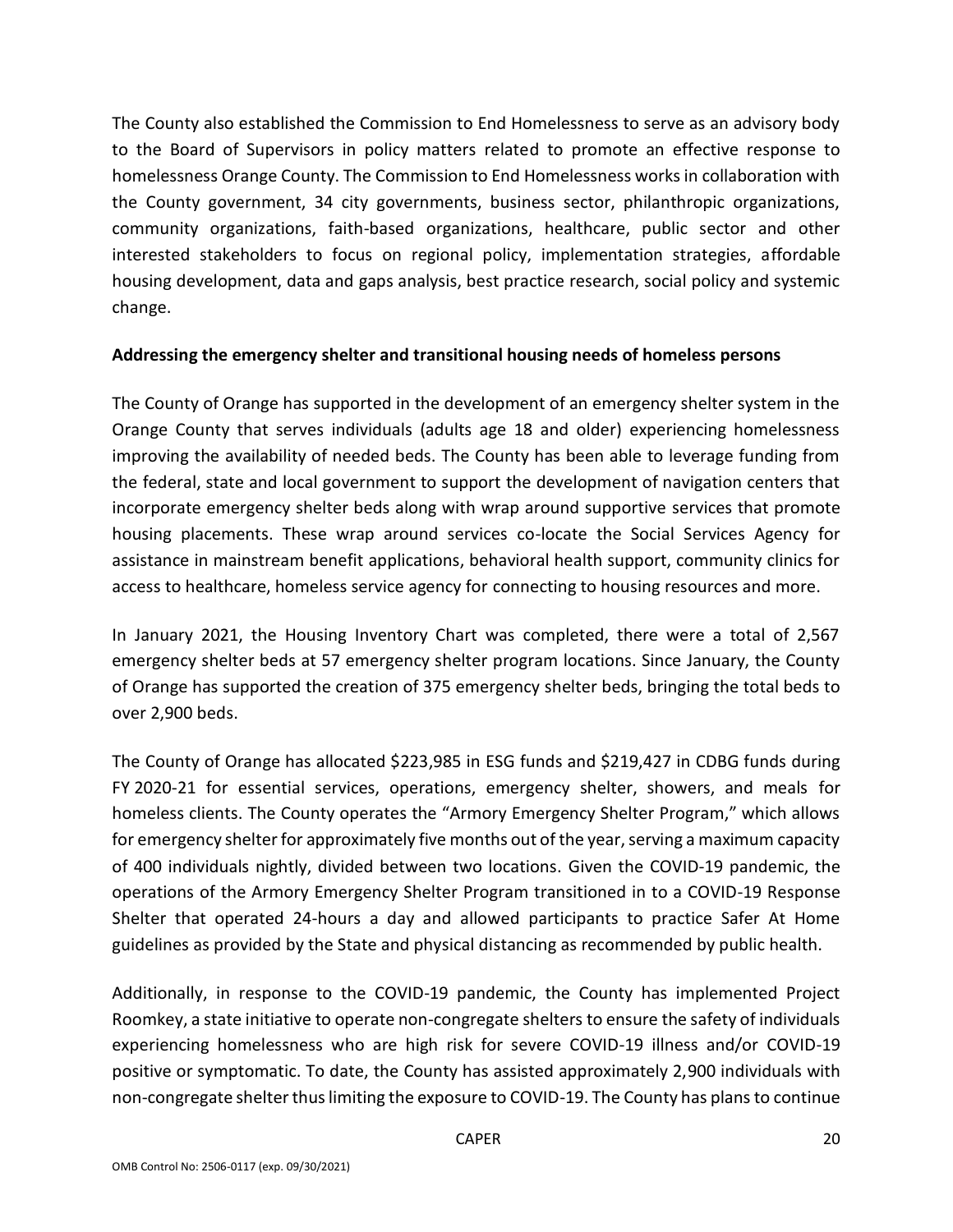The County also established the Commission to End Homelessness to serve as an advisory body to the Board of Supervisors in policy matters related to promote an effective response to homelessness Orange County. The Commission to End Homelessness works in collaboration with the County government, 34 city governments, business sector, philanthropic organizations, community organizations, faith-based organizations, healthcare, public sector and other interested stakeholders to focus on regional policy, implementation strategies, affordable housing development, data and gaps analysis, best practice research, social policy and systemic change.

**Addressing the emergency shelter and transitional housing needs of homeless persons**

The County of Orange has supported in the development of an emergency shelter system in the Orange County that serves individuals (adults age 18 and older) experiencing homelessness improving the availability of needed beds. The County has been able to leverage funding from the federal, state and local government to support the development of navigation centers that incorporate emergency shelter beds along with wrap around supportive services that promote housing placements. These wrap around services co-locate the Social Services Agency for assistance in mainstream benefit applications, behavioral health support, community clinics for access to healthcare, homeless service agency for connecting to housing resources and more.

In January 2021, the Housing Inventory Chart was completed, there were a total of 2,567 emergency shelter beds at 57 emergency shelter program locations. Since January, the County of Orange has supported the creation of 375 emergency shelter beds, bringing the total beds to over 2,900 beds.

The County of Orange has allocated $223,985 in ESG funds and $219,427 in CDBG funds during FY 2020-21 for essential services, operations, emergency shelter, showers, and meals for homeless clients. The County operates the "Armory Emergency Shelter Program," which allows for emergency shelter for approximately five months out of the year, serving a maximum capacity of 400 individuals nightly, divided between two locations. Given the COVID-19 pandemic, the operations of the Armory Emergency Shelter Program transitioned in to a COVID-19 Response Shelter that operated 24-hours a day and allowed participants to practice Safer At Home guidelines as provided by the State and physical distancing as recommended by public health.

Additionally, in response to the COVID-19 pandemic, the County has implemented Project Roomkey, a state initiative to operate non-congregate shelters to ensure the safety of individuals experiencing homelessness who are high risk for severe COVID-19 illness and/or COVID-19 positive or symptomatic. To date, the County has assisted approximately 2,900 individuals with non-congregate shelter thus limiting the exposure to COVID-19. The County has plans to continue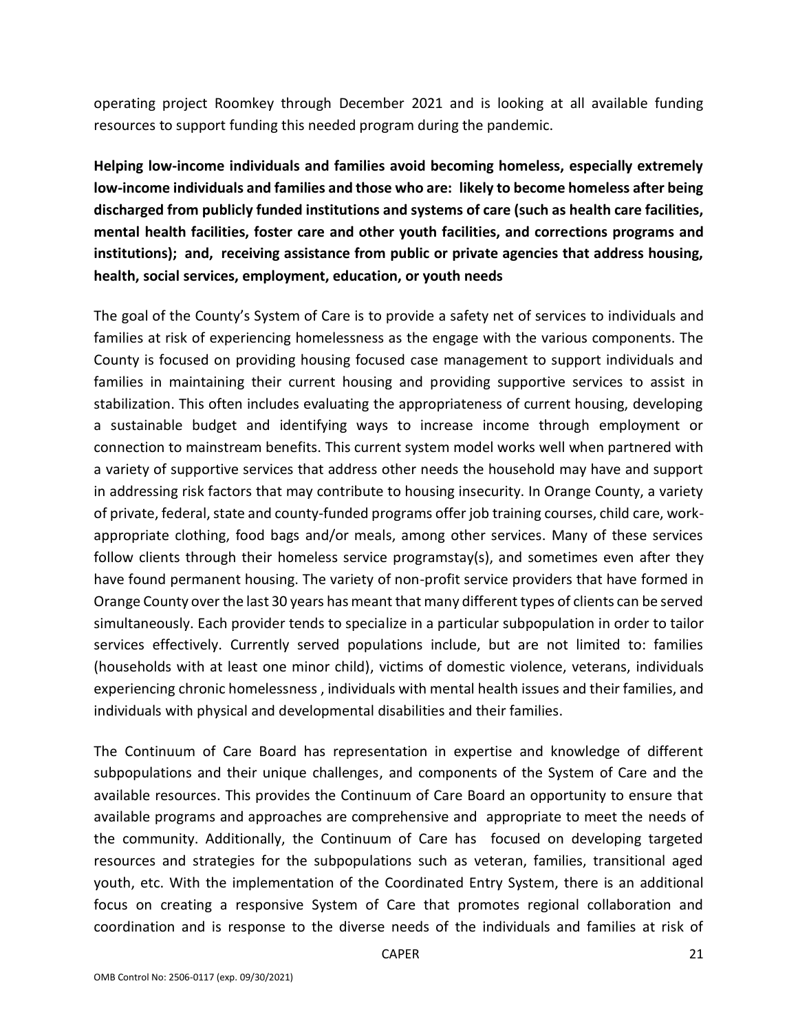operating project Roomkey through December 2021 and is looking at all available funding resources to support funding this needed program during the pandemic.

**Helping low-income individuals and families avoid becoming homeless, especially extremely low-income individuals and families and those who are: likely to become homeless after being discharged from publicly funded institutions and systems of care (such as health care facilities, mental health facilities, foster care and other youth facilities, and corrections programs and institutions); and, receiving assistance from public or private agencies that address housing, health, social services, employment, education, or youth needs**

The goal of the County's System of Care is to provide a safety net of services to individuals and families at risk of experiencing homelessness as the engage with the various components. The County is focused on providing housing focused case management to support individuals and families in maintaining their current housing and providing supportive services to assist in stabilization. This often includes evaluating the appropriateness of current housing, developing a sustainable budget and identifying ways to increase income through employment or connection to mainstream benefits. This current system model works well when partnered with a variety of supportive services that address other needs the household may have and support in addressing risk factors that may contribute to housing insecurity. In Orange County, a variety of private, federal, state and county-funded programs offer job training courses, child care, work-appropriate clothing, food bags and/or meals, among other services. Many of these services follow clients through their homeless service programstay(s), and sometimes even after they have found permanent housing. The variety of non-profit service providers that have formed in Orange County over the last 30 years has meant that many different types of clients can be served simultaneously. Each provider tends to specialize in a particular subpopulation in order to tailor services effectively. Currently served populations include, but are not limited to: families (households with at least one minor child), victims of domestic violence, veterans, individuals experiencing chronic homelessness , individuals with mental health issues and their families, and individuals with physical and developmental disabilities and their families.

The Continuum of Care Board has representation in expertise and knowledge of different subpopulations and their unique challenges, and components of the System of Care and the available resources. This provides the Continuum of Care Board an opportunity to ensure that available programs and approaches are comprehensive and appropriate to meet the needs of the community. Additionally, the Continuum of Care has focused on developing targeted resources and strategies for the subpopulations such as veteran, families, transitional aged youth, etc. With the implementation of the Coordinated Entry System, there is an additional focus on creating a responsive System of Care that promotes regional collaboration and coordination and is response to the diverse needs of the individuals and families at risk of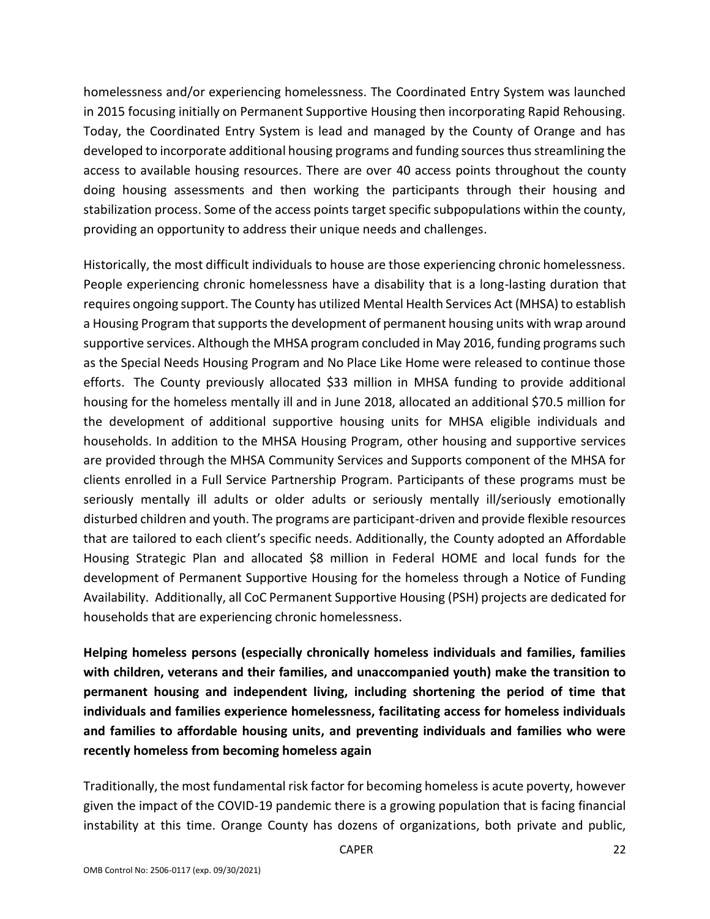homelessness and/or experiencing homelessness. The Coordinated Entry System was launched in 2015 focusing initially on Permanent Supportive Housing then incorporating Rapid Rehousing. Today, the Coordinated Entry System is lead and managed by the County of Orange and has developed to incorporate additional housing programs and funding sources thus streamlining the access to available housing resources. There are over 40 access points throughout the county doing housing assessments and then working the participants through their housing and stabilization process. Some of the access points target specific subpopulations within the county, providing an opportunity to address their unique needs and challenges.

Historically, the most difficult individuals to house are those experiencing chronic homelessness. People experiencing chronic homelessness have a disability that is a long-lasting duration that requires ongoing support. The County has utilized Mental Health Services Act (MHSA) to establish a Housing Program that supports the development of permanent housing units with wrap around supportive services. Although the MHSA program concluded in May 2016, funding programs such as the Special Needs Housing Program and No Place Like Home were released to continue those efforts. The County previously allocated $33 million in MHSA funding to provide additional housing for the homeless mentally ill and in June 2018, allocated an additional $70.5 million for the development of additional supportive housing units for MHSA eligible individuals and households. In addition to the MHSA Housing Program, other housing and supportive services are provided through the MHSA Community Services and Supports component of the MHSA for clients enrolled in a Full Service Partnership Program. Participants of these programs must be seriously mentally ill adults or older adults or seriously mentally ill/seriously emotionally disturbed children and youth. The programs are participant-driven and provide flexible resources that are tailored to each client's specific needs. Additionally, the County adopted an Affordable Housing Strategic Plan and allocated $8 million in Federal HOME and local funds for the development of Permanent Supportive Housing for the homeless through a Notice of Funding Availability. Additionally, all CoC Permanent Supportive Housing (PSH) projects are dedicated for households that are experiencing chronic homelessness.

**Helping homeless persons (especially chronically homeless individuals and families, families with children, veterans and their families, and unaccompanied youth) make the transition to permanent housing and independent living, including shortening the period of time that individuals and families experience homelessness, facilitating access for homeless individuals and families to affordable housing units, and preventing individuals and families who were recently homeless from becoming homeless again**

Traditionally, the most fundamental risk factor for becoming homeless is acute poverty, however given the impact of the COVID-19 pandemic there is a growing population that is facing financial instability at this time. Orange County has dozens of organizations, both private and public,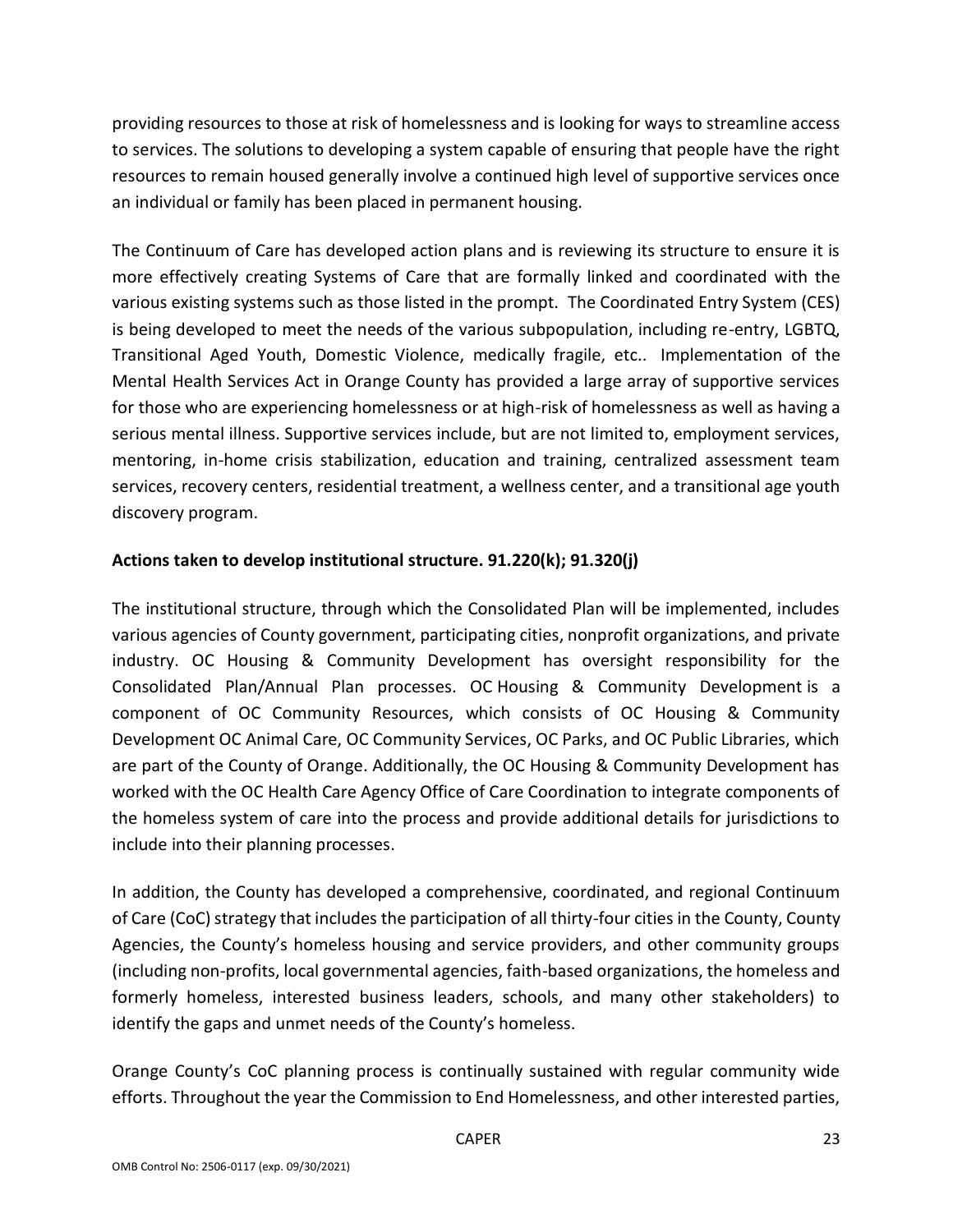providing resources to those at risk of homelessness and is looking for ways to streamline access to services. The solutions to developing a system capable of ensuring that people have the right resources to remain housed generally involve a continued high level of supportive services once an individual or family has been placed in permanent housing.

The Continuum of Care has developed action plans and is reviewing its structure to ensure it is more effectively creating Systems of Care that are formally linked and coordinated with the various existing systems such as those listed in the prompt. The Coordinated Entry System (CES) is being developed to meet the needs of the various subpopulation, including re-entry, LGBTQ, Transitional Aged Youth, Domestic Violence, medically fragile, etc.. Implementation of the Mental Health Services Act in Orange County has provided a large array of supportive services for those who are experiencing homelessness or at high-risk of homelessness as well as having a serious mental illness. Supportive services include, but are not limited to, employment services, mentoring, in-home crisis stabilization, education and training, centralized assessment team services, recovery centers, residential treatment, a wellness center, and a transitional age youth discovery program.

**Actions taken to develop institutional structure. 91.220(k); 91.320(j)**

The institutional structure, through which the Consolidated Plan will be implemented, includes various agencies of County government, participating cities, nonprofit organizations, and private industry. OC Housing & Community Development has oversight responsibility for the Consolidated Plan/Annual Plan processes. OC Housing & Community Development is a component of OC Community Resources, which consists of OC Housing & Community Development OC Animal Care, OC Community Services, OC Parks, and OC Public Libraries, which are part of the County of Orange. Additionally, the OC Housing & Community Development has worked with the OC Health Care Agency Office of Care Coordination to integrate components of the homeless system of care into the process and provide additional details for jurisdictions to include into their planning processes.

In addition, the County has developed a comprehensive, coordinated, and regional Continuum of Care (CoC) strategy that includes the participation of all thirty-four cities in the County, County Agencies, the County's homeless housing and service providers, and other community groups (including non-profits, local governmental agencies, faith-based organizations, the homeless and formerly homeless, interested business leaders, schools, and many other stakeholders) to identify the gaps and unmet needs of the County's homeless.

Orange County's CoC planning process is continually sustained with regular community wide efforts. Throughout the year the Commission to End Homelessness, and other interested parties,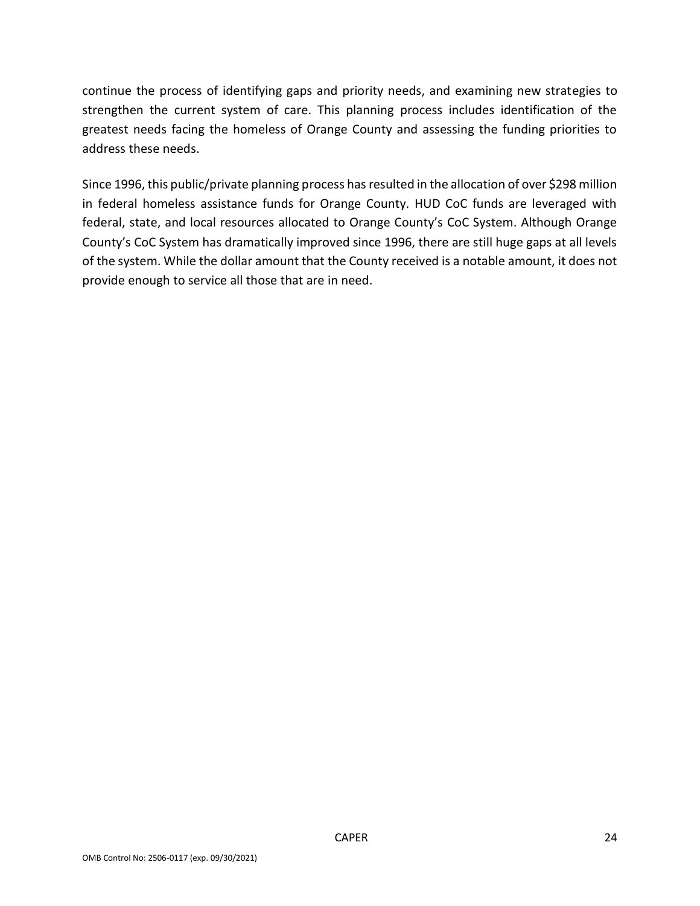continue the process of identifying gaps and priority needs, and examining new strategies to strengthen the current system of care. This planning process includes identification of the greatest needs facing the homeless of Orange County and assessing the funding priorities to address these needs.

Since 1996, this public/private planning process has resulted in the allocation of over $298 million in federal homeless assistance funds for Orange County. HUD CoC funds are leveraged with federal, state, and local resources allocated to Orange County's CoC System. Although Orange County's CoC System has dramatically improved since 1996, there are still huge gaps at all levels of the system. While the dollar amount that the County received is a notable amount, it does not provide enough to service all those that are in need.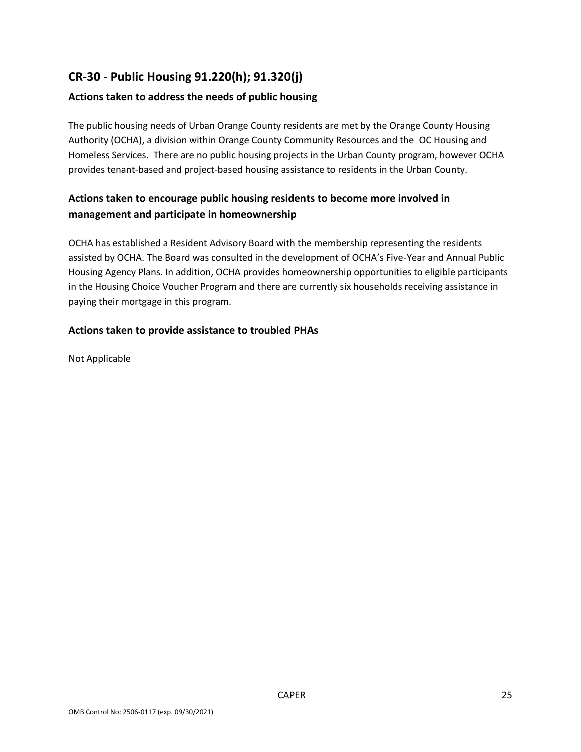## CR-30 - Public Housing 91.220(h); 91.320(j)

### Actions taken to address the needs of public housing

The public housing needs of Urban Orange County residents are met by the Orange County Housing Authority (OCHA), a division within Orange County Community Resources and the OC Housing and Homeless Services. There are no public housing projects in the Urban County program, however OCHA provides tenant-based and project-based housing assistance to residents in the Urban County.

### Actions taken to encourage public housing residents to become more involved in management and participate in homeownership

OCHA has established a Resident Advisory Board with the membership representing the residents assisted by OCHA. The Board was consulted in the development of OCHA's Five-Year and Annual Public Housing Agency Plans. In addition, OCHA provides homeownership opportunities to eligible participants in the Housing Choice Voucher Program and there are currently six households receiving assistance in paying their mortgage in this program.

### Actions taken to provide assistance to troubled PHAs

Not Applicable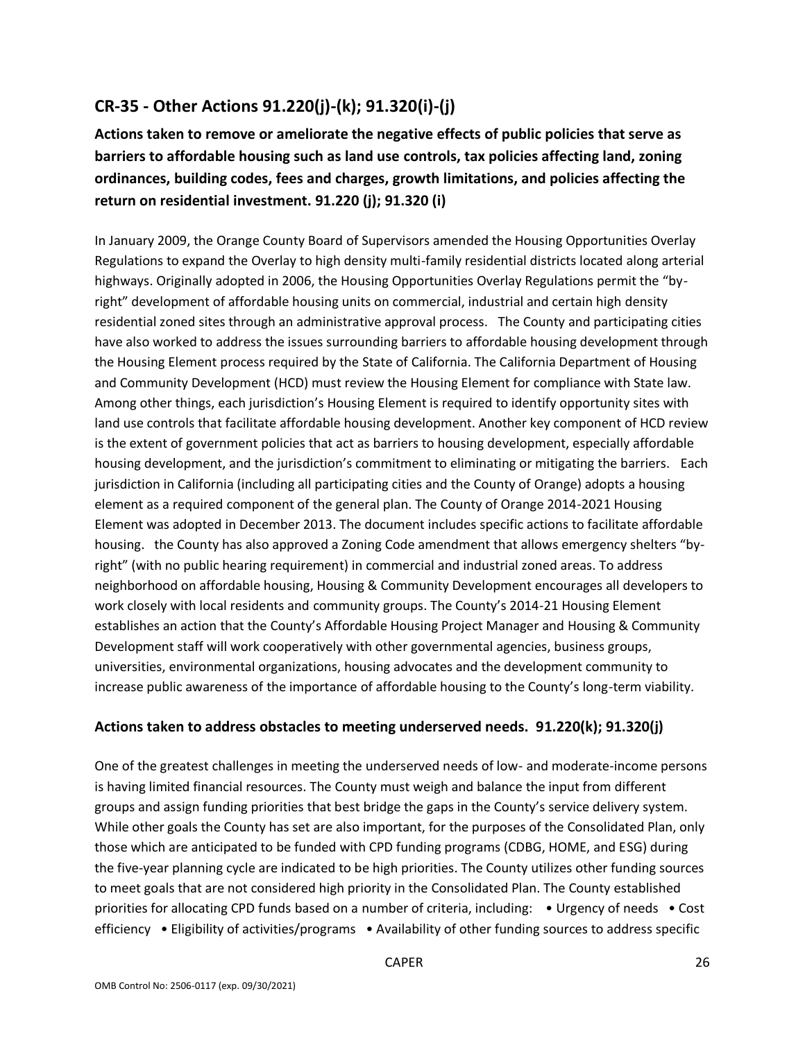## CR-35 - Other Actions 91.220(j)-(k); 91.320(i)-(j)

**Actions taken to remove or ameliorate the negative effects of public policies that serve as barriers to affordable housing such as land use controls, tax policies affecting land, zoning ordinances, building codes, fees and charges, growth limitations, and policies affecting the return on residential investment. 91.220 (j); 91.320 (i)**

In January 2009, the Orange County Board of Supervisors amended the Housing Opportunities Overlay Regulations to expand the Overlay to high density multi-family residential districts located along arterial highways. Originally adopted in 2006, the Housing Opportunities Overlay Regulations permit the "by-right" development of affordable housing units on commercial, industrial and certain high density residential zoned sites through an administrative approval process. The County and participating cities have also worked to address the issues surrounding barriers to affordable housing development through the Housing Element process required by the State of California. The California Department of Housing and Community Development (HCD) must review the Housing Element for compliance with State law. Among other things, each jurisdiction's Housing Element is required to identify opportunity sites with land use controls that facilitate affordable housing development. Another key component of HCD review is the extent of government policies that act as barriers to housing development, especially affordable housing development, and the jurisdiction's commitment to eliminating or mitigating the barriers. Each jurisdiction in California (including all participating cities and the County of Orange) adopts a housing element as a required component of the general plan. The County of Orange 2014-2021 Housing Element was adopted in December 2013. The document includes specific actions to facilitate affordable housing. the County has also approved a Zoning Code amendment that allows emergency shelters "by-right" (with no public hearing requirement) in commercial and industrial zoned areas. To address neighborhood on affordable housing, Housing & Community Development encourages all developers to work closely with local residents and community groups. The County's 2014-21 Housing Element establishes an action that the County's Affordable Housing Project Manager and Housing & Community Development staff will work cooperatively with other governmental agencies, business groups, universities, environmental organizations, housing advocates and the development community to increase public awareness of the importance of affordable housing to the County's long-term viability.

### Actions taken to address obstacles to meeting underserved needs. 91.220(k); 91.320(j)

One of the greatest challenges in meeting the underserved needs of low- and moderate-income persons is having limited financial resources. The County must weigh and balance the input from different groups and assign funding priorities that best bridge the gaps in the County's service delivery system. While other goals the County has set are also important, for the purposes of the Consolidated Plan, only those which are anticipated to be funded with CPD funding programs (CDBG, HOME, and ESG) during the five-year planning cycle are indicated to be high priorities. The County utilizes other funding sources to meet goals that are not considered high priority in the Consolidated Plan. The County established priorities for allocating CPD funds based on a number of criteria, including: • Urgency of needs • Cost efficiency • Eligibility of activities/programs • Availability of other funding sources to address specific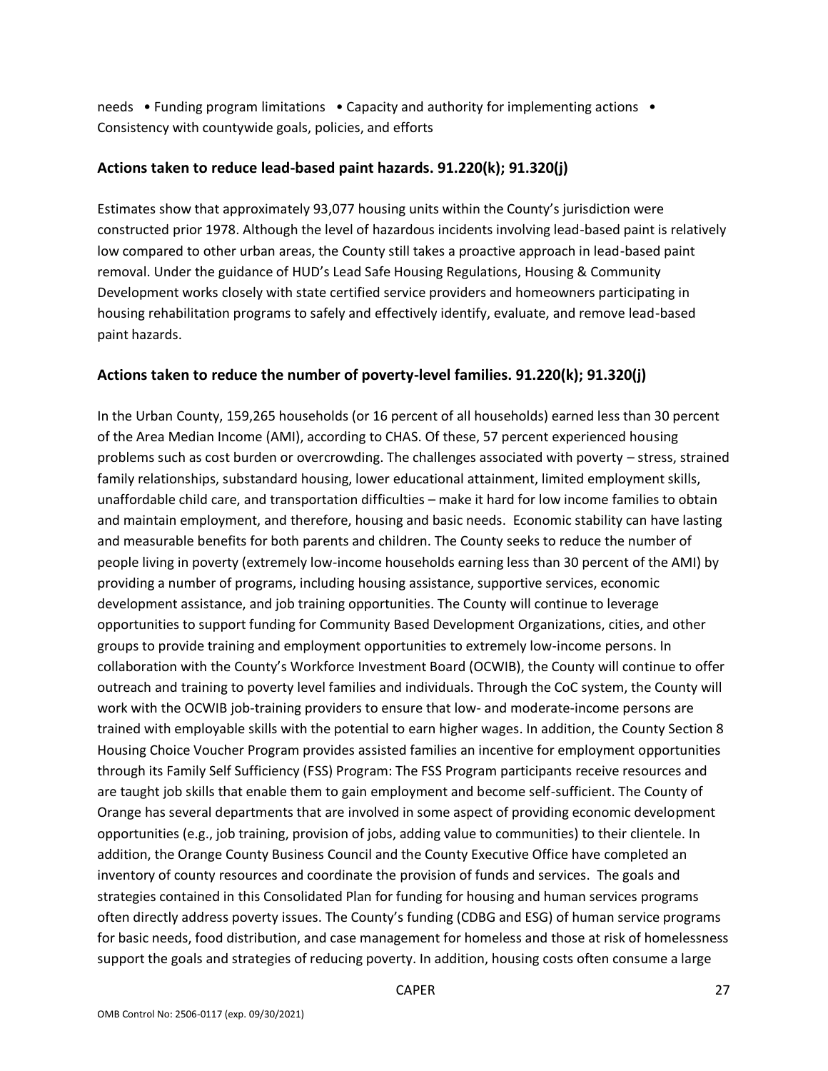needs • Funding program limitations • Capacity and authority for implementing actions • Consistency with countywide goals, policies, and efforts

## Actions taken to reduce lead-based paint hazards. 91.220(k); 91.320(j)

Estimates show that approximately 93,077 housing units within the County's jurisdiction were constructed prior 1978. Although the level of hazardous incidents involving lead-based paint is relatively low compared to other urban areas, the County still takes a proactive approach in lead-based paint removal. Under the guidance of HUD's Lead Safe Housing Regulations, Housing & Community Development works closely with state certified service providers and homeowners participating in housing rehabilitation programs to safely and effectively identify, evaluate, and remove lead-based paint hazards.

## Actions taken to reduce the number of poverty-level families. 91.220(k); 91.320(j)

In the Urban County, 159,265 households (or 16 percent of all households) earned less than 30 percent of the Area Median Income (AMI), according to CHAS. Of these, 57 percent experienced housing problems such as cost burden or overcrowding. The challenges associated with poverty – stress, strained family relationships, substandard housing, lower educational attainment, limited employment skills, unaffordable child care, and transportation difficulties – make it hard for low income families to obtain and maintain employment, and therefore, housing and basic needs. Economic stability can have lasting and measurable benefits for both parents and children. The County seeks to reduce the number of people living in poverty (extremely low-income households earning less than 30 percent of the AMI) by providing a number of programs, including housing assistance, supportive services, economic development assistance, and job training opportunities. The County will continue to leverage opportunities to support funding for Community Based Development Organizations, cities, and other groups to provide training and employment opportunities to extremely low-income persons. In collaboration with the County's Workforce Investment Board (OCWIB), the County will continue to offer outreach and training to poverty level families and individuals. Through the CoC system, the County will work with the OCWIB job-training providers to ensure that low- and moderate-income persons are trained with employable skills with the potential to earn higher wages. In addition, the County Section 8 Housing Choice Voucher Program provides assisted families an incentive for employment opportunities through its Family Self Sufficiency (FSS) Program: The FSS Program participants receive resources and are taught job skills that enable them to gain employment and become self-sufficient. The County of Orange has several departments that are involved in some aspect of providing economic development opportunities (e.g., job training, provision of jobs, adding value to communities) to their clientele. In addition, the Orange County Business Council and the County Executive Office have completed an inventory of county resources and coordinate the provision of funds and services. The goals and strategies contained in this Consolidated Plan for funding for housing and human services programs often directly address poverty issues. The County's funding (CDBG and ESG) of human service programs for basic needs, food distribution, and case management for homeless and those at risk of homelessness support the goals and strategies of reducing poverty. In addition, housing costs often consume a large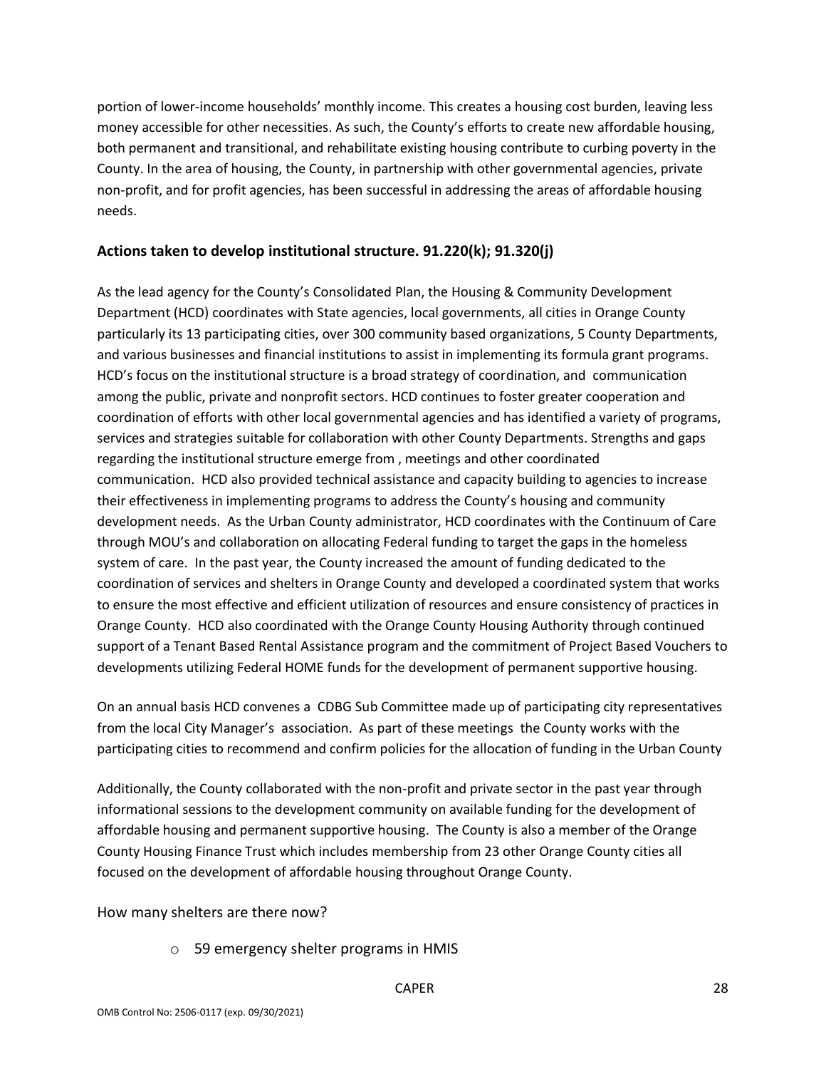portion of lower-income households' monthly income. This creates a housing cost burden, leaving less money accessible for other necessities. As such, the County's efforts to create new affordable housing, both permanent and transitional, and rehabilitate existing housing contribute to curbing poverty in the County. In the area of housing, the County, in partnership with other governmental agencies, private non-profit, and for profit agencies, has been successful in addressing the areas of affordable housing needs.

## Actions taken to develop institutional structure. 91.220(k); 91.320(j)

As the lead agency for the County's Consolidated Plan, the Housing & Community Development Department (HCD) coordinates with State agencies, local governments, all cities in Orange County particularly its 13 participating cities, over 300 community based organizations, 5 County Departments, and various businesses and financial institutions to assist in implementing its formula grant programs. HCD's focus on the institutional structure is a broad strategy of coordination, and communication among the public, private and nonprofit sectors. HCD continues to foster greater cooperation and coordination of efforts with other local governmental agencies and has identified a variety of programs, services and strategies suitable for collaboration with other County Departments. Strengths and gaps regarding the institutional structure emerge from , meetings and other coordinated communication. HCD also provided technical assistance and capacity building to agencies to increase their effectiveness in implementing programs to address the County's housing and community development needs. As the Urban County administrator, HCD coordinates with the Continuum of Care through MOU's and collaboration on allocating Federal funding to target the gaps in the homeless system of care. In the past year, the County increased the amount of funding dedicated to the coordination of services and shelters in Orange County and developed a coordinated system that works to ensure the most effective and efficient utilization of resources and ensure consistency of practices in Orange County. HCD also coordinated with the Orange County Housing Authority through continued support of a Tenant Based Rental Assistance program and the commitment of Project Based Vouchers to developments utilizing Federal HOME funds for the development of permanent supportive housing.

On an annual basis HCD convenes a CDBG Sub Committee made up of participating city representatives from the local City Manager's association. As part of these meetings the County works with the participating cities to recommend and confirm policies for the allocation of funding in the Urban County

Additionally, the County collaborated with the non-profit and private sector in the past year through informational sessions to the development community on available funding for the development of affordable housing and permanent supportive housing. The County is also a member of the Orange County Housing Finance Trust which includes membership from 23 other Orange County cities all focused on the development of affordable housing throughout Orange County.

How many shelters are there now?

- 59 emergency shelter programs in HMIS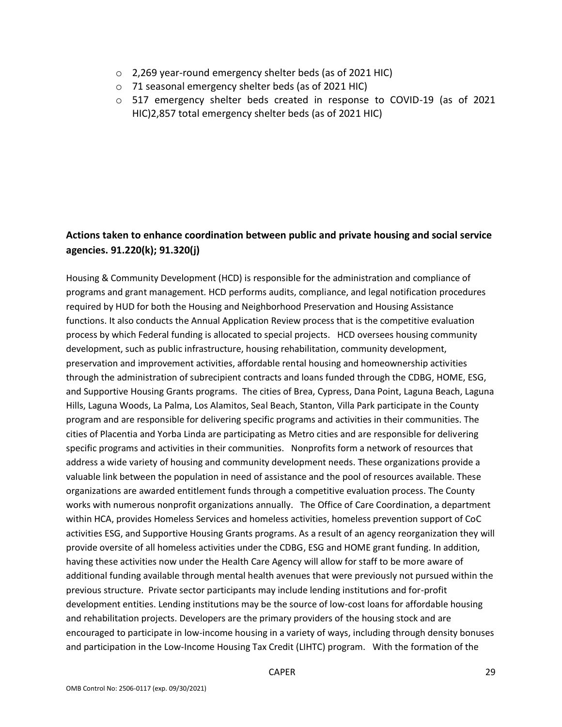- 2,269 year-round emergency shelter beds (as of 2021 HIC)
- 71 seasonal emergency shelter beds (as of 2021 HIC)
- 517 emergency shelter beds created in response to COVID-19 (as of 2021 HIC)2,857 total emergency shelter beds (as of 2021 HIC)

## Actions taken to enhance coordination between public and private housing and social service agencies. 91.220(k); 91.320(j)

Housing & Community Development (HCD) is responsible for the administration and compliance of programs and grant management. HCD performs audits, compliance, and legal notification procedures required by HUD for both the Housing and Neighborhood Preservation and Housing Assistance functions. It also conducts the Annual Application Review process that is the competitive evaluation process by which Federal funding is allocated to special projects. HCD oversees housing community development, such as public infrastructure, housing rehabilitation, community development, preservation and improvement activities, affordable rental housing and homeownership activities through the administration of subrecipient contracts and loans funded through the CDBG, HOME, ESG, and Supportive Housing Grants programs. The cities of Brea, Cypress, Dana Point, Laguna Beach, Laguna Hills, Laguna Woods, La Palma, Los Alamitos, Seal Beach, Stanton, Villa Park participate in the County program and are responsible for delivering specific programs and activities in their communities. The cities of Placentia and Yorba Linda are participating as Metro cities and are responsible for delivering specific programs and activities in their communities. Nonprofits form a network of resources that address a wide variety of housing and community development needs. These organizations provide a valuable link between the population in need of assistance and the pool of resources available. These organizations are awarded entitlement funds through a competitive evaluation process. The County works with numerous nonprofit organizations annually. The Office of Care Coordination, a department within HCA, provides Homeless Services and homeless activities, homeless prevention support of CoC activities ESG, and Supportive Housing Grants programs. As a result of an agency reorganization they will provide oversite of all homeless activities under the CDBG, ESG and HOME grant funding. In addition, having these activities now under the Health Care Agency will allow for staff to be more aware of additional funding available through mental health avenues that were previously not pursued within the previous structure. Private sector participants may include lending institutions and for-profit development entities. Lending institutions may be the source of low-cost loans for affordable housing and rehabilitation projects. Developers are the primary providers of the housing stock and are encouraged to participate in low-income housing in a variety of ways, including through density bonuses and participation in the Low-Income Housing Tax Credit (LIHTC) program. With the formation of the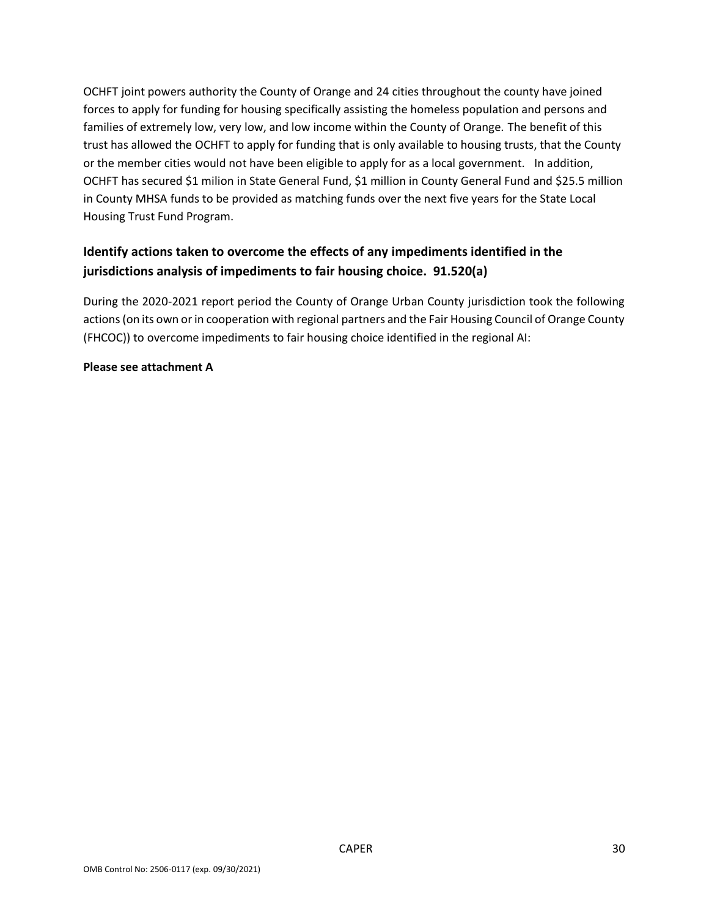OCHFT joint powers authority the County of Orange and 24 cities throughout the county have joined forces to apply for funding for housing specifically assisting the homeless population and persons and families of extremely low, very low, and low income within the County of Orange. The benefit of this trust has allowed the OCHFT to apply for funding that is only available to housing trusts, that the County or the member cities would not have been eligible to apply for as a local government. In addition, OCHFT has secured $1 milion in State General Fund, $1 million in County General Fund and $25.5 million in County MHSA funds to be provided as matching funds over the next five years for the State Local Housing Trust Fund Program.

## Identify actions taken to overcome the effects of any impediments identified in the jurisdictions analysis of impediments to fair housing choice. 91.520(a)

During the 2020-2021 report period the County of Orange Urban County jurisdiction took the following actions (on its own or in cooperation with regional partners and the Fair Housing Council of Orange County (FHCOC)) to overcome impediments to fair housing choice identified in the regional AI:

**Please see attachment A**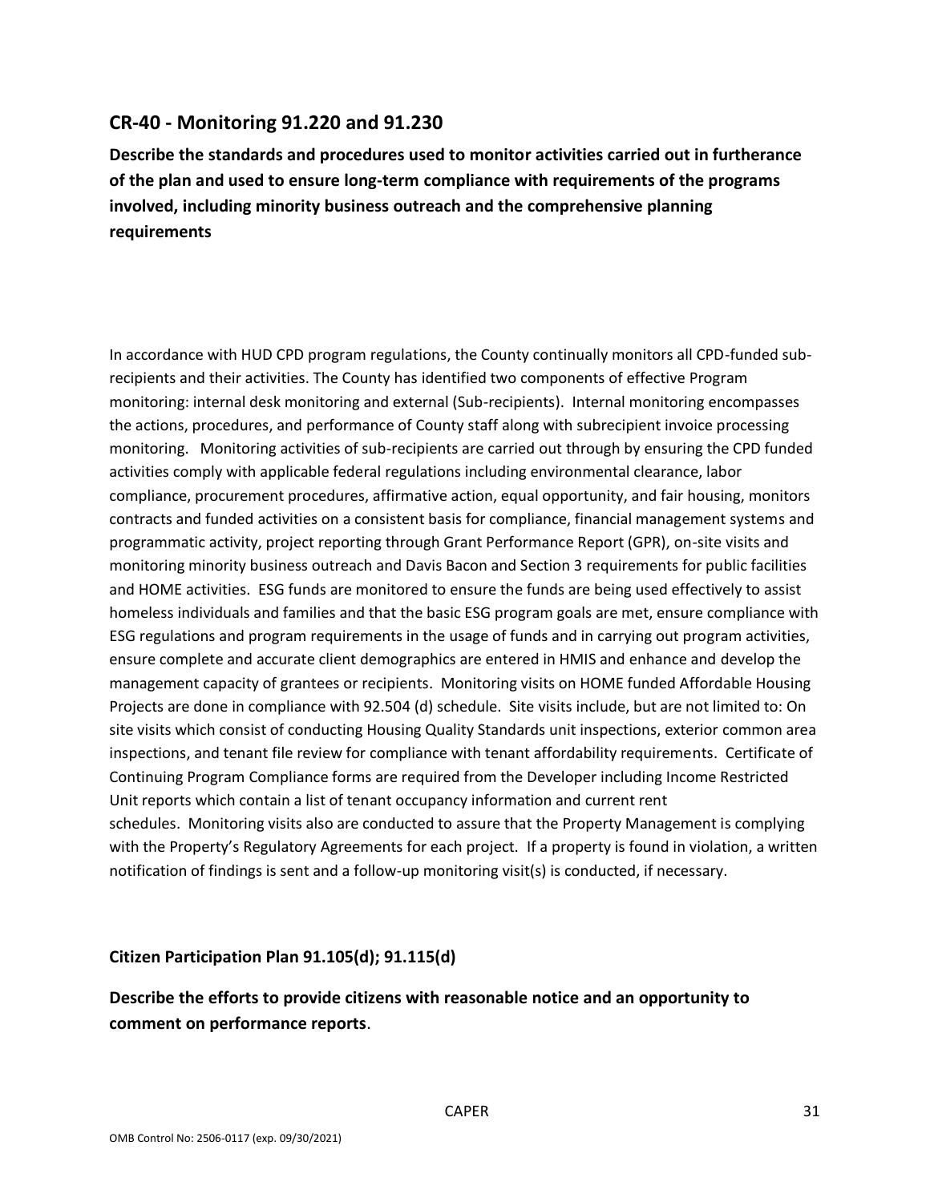## CR-40 - Monitoring 91.220 and 91.230

**Describe the standards and procedures used to monitor activities carried out in furtherance of the plan and used to ensure long-term compliance with requirements of the programs involved, including minority business outreach and the comprehensive planning requirements**

In accordance with HUD CPD program regulations, the County continually monitors all CPD-funded sub-recipients and their activities. The County has identified two components of effective Program monitoring: internal desk monitoring and external (Sub-recipients). Internal monitoring encompasses the actions, procedures, and performance of County staff along with subrecipient invoice processing monitoring. Monitoring activities of sub-recipients are carried out through by ensuring the CPD funded activities comply with applicable federal regulations including environmental clearance, labor compliance, procurement procedures, affirmative action, equal opportunity, and fair housing, monitors contracts and funded activities on a consistent basis for compliance, financial management systems and programmatic activity, project reporting through Grant Performance Report (GPR), on-site visits and monitoring minority business outreach and Davis Bacon and Section 3 requirements for public facilities and HOME activities. ESG funds are monitored to ensure the funds are being used effectively to assist homeless individuals and families and that the basic ESG program goals are met, ensure compliance with ESG regulations and program requirements in the usage of funds and in carrying out program activities, ensure complete and accurate client demographics are entered in HMIS and enhance and develop the management capacity of grantees or recipients. Monitoring visits on HOME funded Affordable Housing Projects are done in compliance with 92.504 (d) schedule. Site visits include, but are not limited to: On site visits which consist of conducting Housing Quality Standards unit inspections, exterior common area inspections, and tenant file review for compliance with tenant affordability requirements. Certificate of Continuing Program Compliance forms are required from the Developer including Income Restricted Unit reports which contain a list of tenant occupancy information and current rent schedules. Monitoring visits also are conducted to assure that the Property Management is complying with the Property's Regulatory Agreements for each project. If a property is found in violation, a written notification of findings is sent and a follow-up monitoring visit(s) is conducted, if necessary.

### Citizen Participation Plan 91.105(d); 91.115(d)

**Describe the efforts to provide citizens with reasonable notice and an opportunity to comment on performance reports**.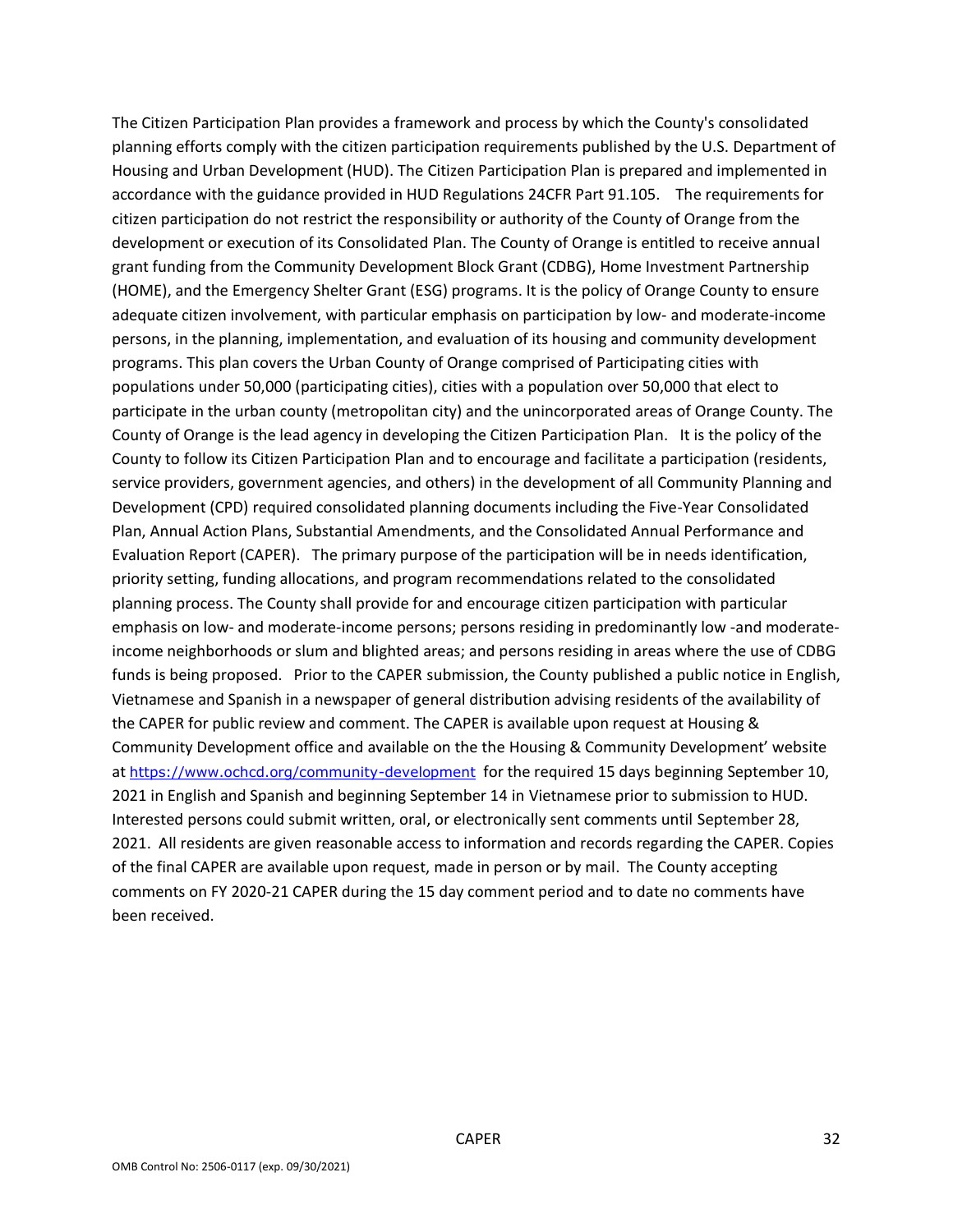The Citizen Participation Plan provides a framework and process by which the County's consolidated planning efforts comply with the citizen participation requirements published by the U.S. Department of Housing and Urban Development (HUD). The Citizen Participation Plan is prepared and implemented in accordance with the guidance provided in HUD Regulations 24CFR Part 91.105. The requirements for citizen participation do not restrict the responsibility or authority of the County of Orange from the development or execution of its Consolidated Plan. The County of Orange is entitled to receive annual grant funding from the Community Development Block Grant (CDBG), Home Investment Partnership (HOME), and the Emergency Shelter Grant (ESG) programs. It is the policy of Orange County to ensure adequate citizen involvement, with particular emphasis on participation by low- and moderate-income persons, in the planning, implementation, and evaluation of its housing and community development programs. This plan covers the Urban County of Orange comprised of Participating cities with populations under 50,000 (participating cities), cities with a population over 50,000 that elect to participate in the urban county (metropolitan city) and the unincorporated areas of Orange County. The County of Orange is the lead agency in developing the Citizen Participation Plan. It is the policy of the County to follow its Citizen Participation Plan and to encourage and facilitate a participation (residents, service providers, government agencies, and others) in the development of all Community Planning and Development (CPD) required consolidated planning documents including the Five-Year Consolidated Plan, Annual Action Plans, Substantial Amendments, and the Consolidated Annual Performance and Evaluation Report (CAPER). The primary purpose of the participation will be in needs identification, priority setting, funding allocations, and program recommendations related to the consolidated planning process. The County shall provide for and encourage citizen participation with particular emphasis on low- and moderate-income persons; persons residing in predominantly low -and moderate-income neighborhoods or slum and blighted areas; and persons residing in areas where the use of CDBG funds is being proposed. Prior to the CAPER submission, the County published a public notice in English, Vietnamese and Spanish in a newspaper of general distribution advising residents of the availability of the CAPER for public review and comment. The CAPER is available upon request at Housing & Community Development office and available on the the Housing & Community Development' website at https://www.ochcd.org/community-development for the required 15 days beginning September 10, 2021 in English and Spanish and beginning September 14 in Vietnamese prior to submission to HUD. Interested persons could submit written, oral, or electronically sent comments until September 28, 2021. All residents are given reasonable access to information and records regarding the CAPER. Copies of the final CAPER are available upon request, made in person or by mail. The County accepting comments on FY 2020-21 CAPER during the 15 day comment period and to date no comments have been received.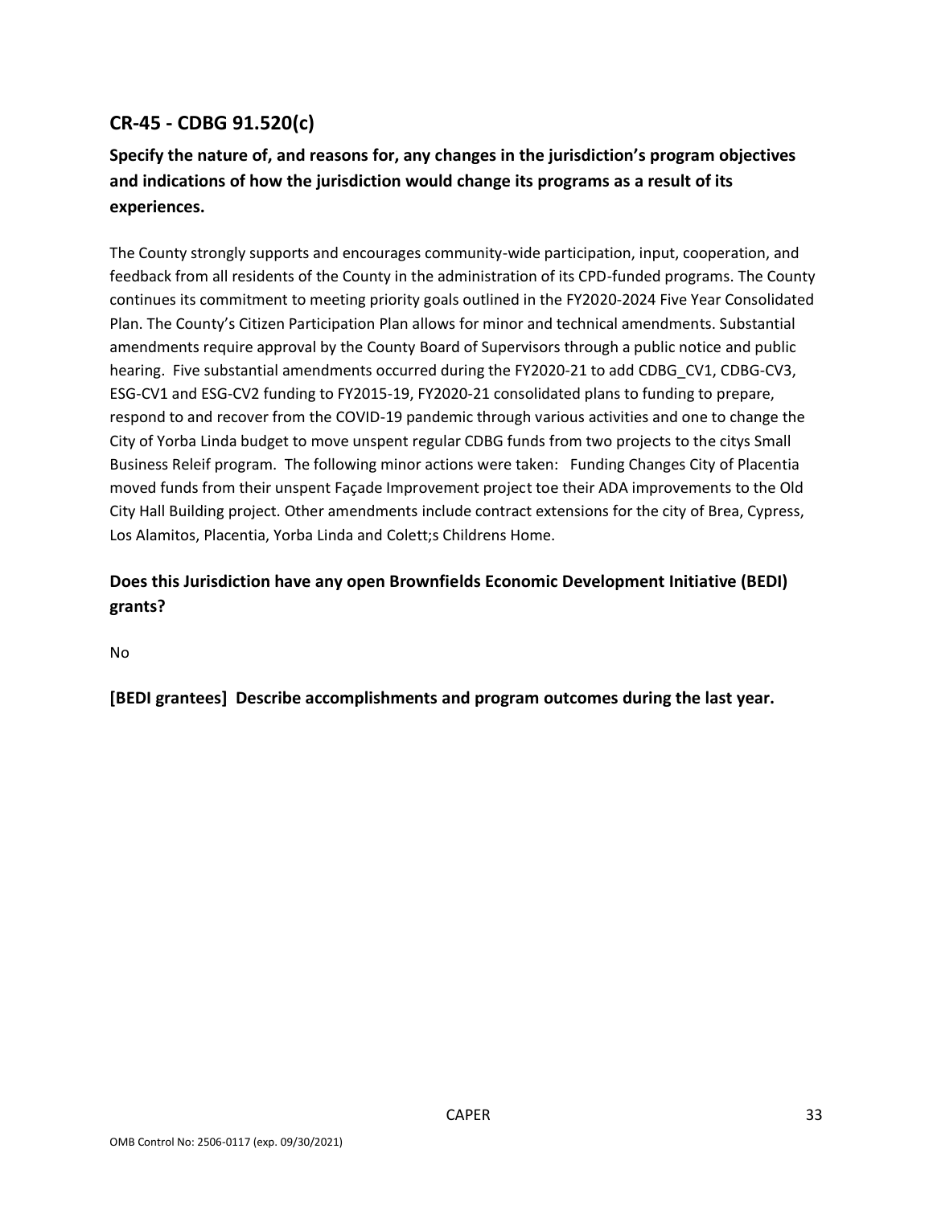## CR-45 - CDBG 91.520(c)

### Specify the nature of, and reasons for, any changes in the jurisdiction's program objectives and indications of how the jurisdiction would change its programs as a result of its experiences.

The County strongly supports and encourages community-wide participation, input, cooperation, and feedback from all residents of the County in the administration of its CPD-funded programs. The County continues its commitment to meeting priority goals outlined in the FY2020-2024 Five Year Consolidated Plan. The County's Citizen Participation Plan allows for minor and technical amendments. Substantial amendments require approval by the County Board of Supervisors through a public notice and public hearing. Five substantial amendments occurred during the FY2020-21 to add CDBG_CV1, CDBG-CV3, ESG-CV1 and ESG-CV2 funding to FY2015-19, FY2020-21 consolidated plans to funding to prepare, respond to and recover from the COVID-19 pandemic through various activities and one to change the City of Yorba Linda budget to move unspent regular CDBG funds from two projects to the citys Small Business Releif program. The following minor actions were taken: Funding Changes City of Placentia moved funds from their unspent Façade Improvement project toe their ADA improvements to the Old City Hall Building project. Other amendments include contract extensions for the city of Brea, Cypress, Los Alamitos, Placentia, Yorba Linda and Colett;s Childrens Home.

### Does this Jurisdiction have any open Brownfields Economic Development Initiative (BEDI) grants?

No

### [BEDI grantees] Describe accomplishments and program outcomes during the last year.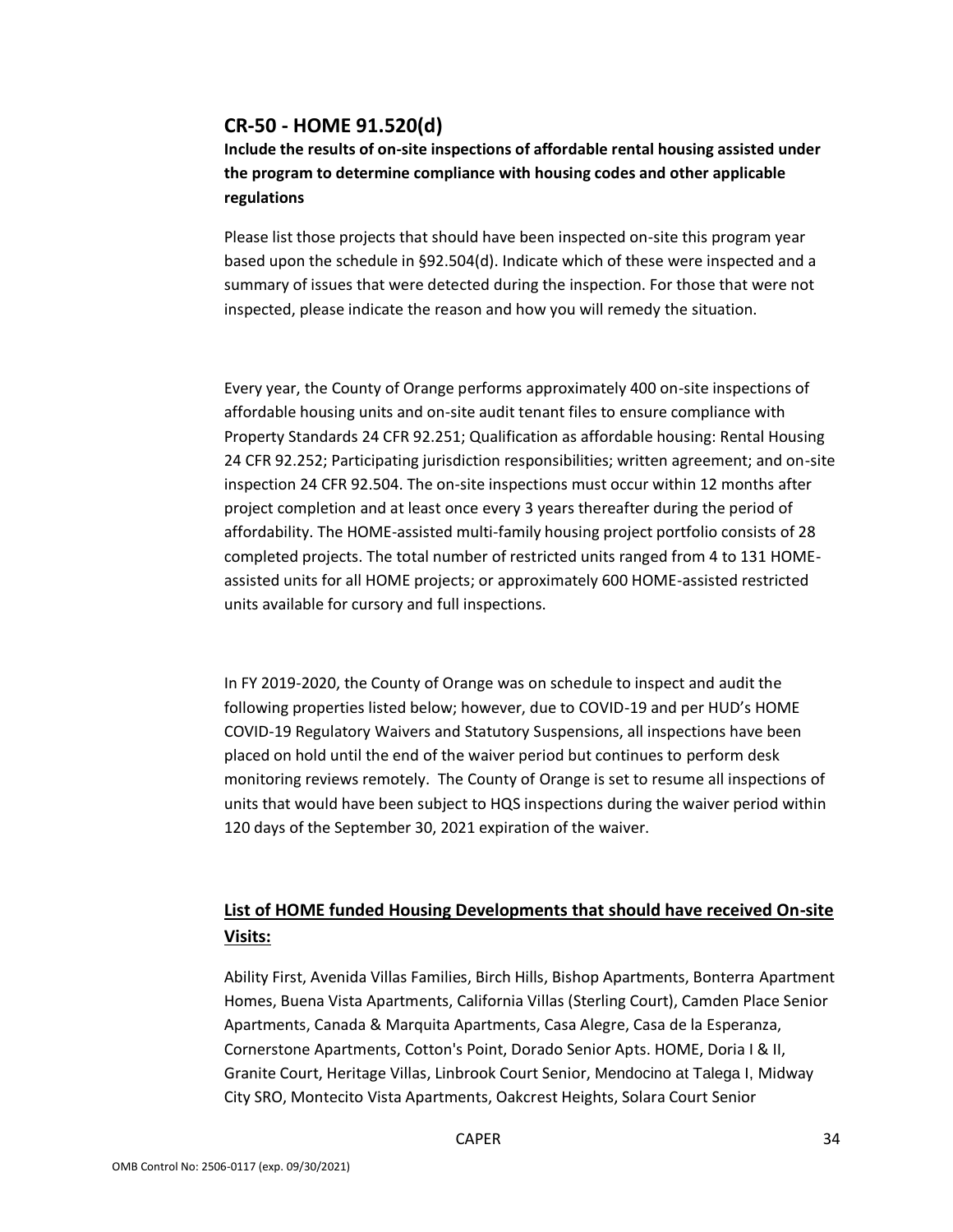## CR-50 - HOME 91.520(d)

**Include the results of on-site inspections of affordable rental housing assisted under the program to determine compliance with housing codes and other applicable regulations**

Please list those projects that should have been inspected on-site this program year based upon the schedule in §92.504(d). Indicate which of these were inspected and a summary of issues that were detected during the inspection. For those that were not inspected, please indicate the reason and how you will remedy the situation.

Every year, the County of Orange performs approximately 400 on-site inspections of affordable housing units and on-site audit tenant files to ensure compliance with Property Standards 24 CFR 92.251; Qualification as affordable housing: Rental Housing 24 CFR 92.252; Participating jurisdiction responsibilities; written agreement; and on-site inspection 24 CFR 92.504. The on-site inspections must occur within 12 months after project completion and at least once every 3 years thereafter during the period of affordability. The HOME-assisted multi-family housing project portfolio consists of 28 completed projects. The total number of restricted units ranged from 4 to 131 HOME-assisted units for all HOME projects; or approximately 600 HOME-assisted restricted units available for cursory and full inspections.

In FY 2019-2020, the County of Orange was on schedule to inspect and audit the following properties listed below; however, due to COVID-19 and per HUD's HOME COVID-19 Regulatory Waivers and Statutory Suspensions, all inspections have been placed on hold until the end of the waiver period but continues to perform desk monitoring reviews remotely. The County of Orange is set to resume all inspections of units that would have been subject to HQS inspections during the waiver period within 120 days of the September 30, 2021 expiration of the waiver.

### <u>List of HOME funded Housing Developments that should have received On-site Visits:</u>

Ability First, Avenida Villas Families, Birch Hills, Bishop Apartments, Bonterra Apartment Homes, Buena Vista Apartments, California Villas (Sterling Court), Camden Place Senior Apartments, Canada & Marquita Apartments, Casa Alegre, Casa de la Esperanza, Cornerstone Apartments, Cotton's Point, Dorado Senior Apts. HOME, Doria I & II, Granite Court, Heritage Villas, Linbrook Court Senior, Mendocino at Talega I, Midway City SRO, Montecito Vista Apartments, Oakcrest Heights, Solara Court Senior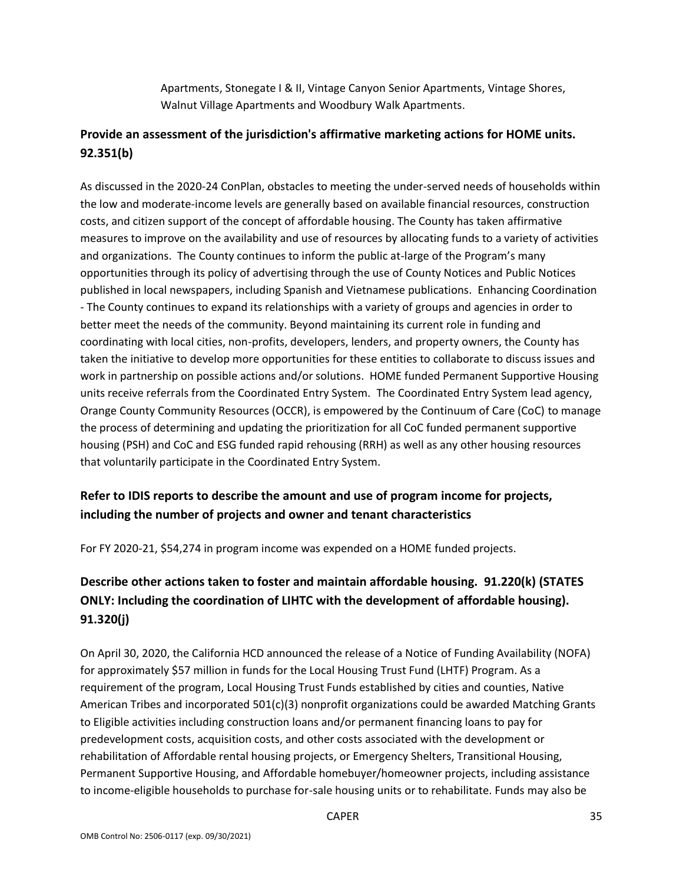Apartments, Stonegate I & II, Vintage Canyon Senior Apartments, Vintage Shores, Walnut Village Apartments and Woodbury Walk Apartments.

## Provide an assessment of the jurisdiction's affirmative marketing actions for HOME units. 92.351(b)

As discussed in the 2020-24 ConPlan, obstacles to meeting the under-served needs of households within the low and moderate-income levels are generally based on available financial resources, construction costs, and citizen support of the concept of affordable housing. The County has taken affirmative measures to improve on the availability and use of resources by allocating funds to a variety of activities and organizations. The County continues to inform the public at-large of the Program's many opportunities through its policy of advertising through the use of County Notices and Public Notices published in local newspapers, including Spanish and Vietnamese publications. Enhancing Coordination - The County continues to expand its relationships with a variety of groups and agencies in order to better meet the needs of the community. Beyond maintaining its current role in funding and coordinating with local cities, non-profits, developers, lenders, and property owners, the County has taken the initiative to develop more opportunities for these entities to collaborate to discuss issues and work in partnership on possible actions and/or solutions. HOME funded Permanent Supportive Housing units receive referrals from the Coordinated Entry System. The Coordinated Entry System lead agency, Orange County Community Resources (OCCR), is empowered by the Continuum of Care (CoC) to manage the process of determining and updating the prioritization for all CoC funded permanent supportive housing (PSH) and CoC and ESG funded rapid rehousing (RRH) as well as any other housing resources that voluntarily participate in the Coordinated Entry System.

## Refer to IDIS reports to describe the amount and use of program income for projects, including the number of projects and owner and tenant characteristics

For FY 2020-21, $54,274 in program income was expended on a HOME funded projects.

## Describe other actions taken to foster and maintain affordable housing. 91.220(k) (STATES ONLY: Including the coordination of LIHTC with the development of affordable housing). 91.320(j)

On April 30, 2020, the California HCD announced the release of a Notice of Funding Availability (NOFA) for approximately $57 million in funds for the Local Housing Trust Fund (LHTF) Program. As a requirement of the program, Local Housing Trust Funds established by cities and counties, Native American Tribes and incorporated 501(c)(3) nonprofit organizations could be awarded Matching Grants to Eligible activities including construction loans and/or permanent financing loans to pay for predevelopment costs, acquisition costs, and other costs associated with the development or rehabilitation of Affordable rental housing projects, or Emergency Shelters, Transitional Housing, Permanent Supportive Housing, and Affordable homebuyer/homeowner projects, including assistance to income-eligible households to purchase for-sale housing units or to rehabilitate. Funds may also be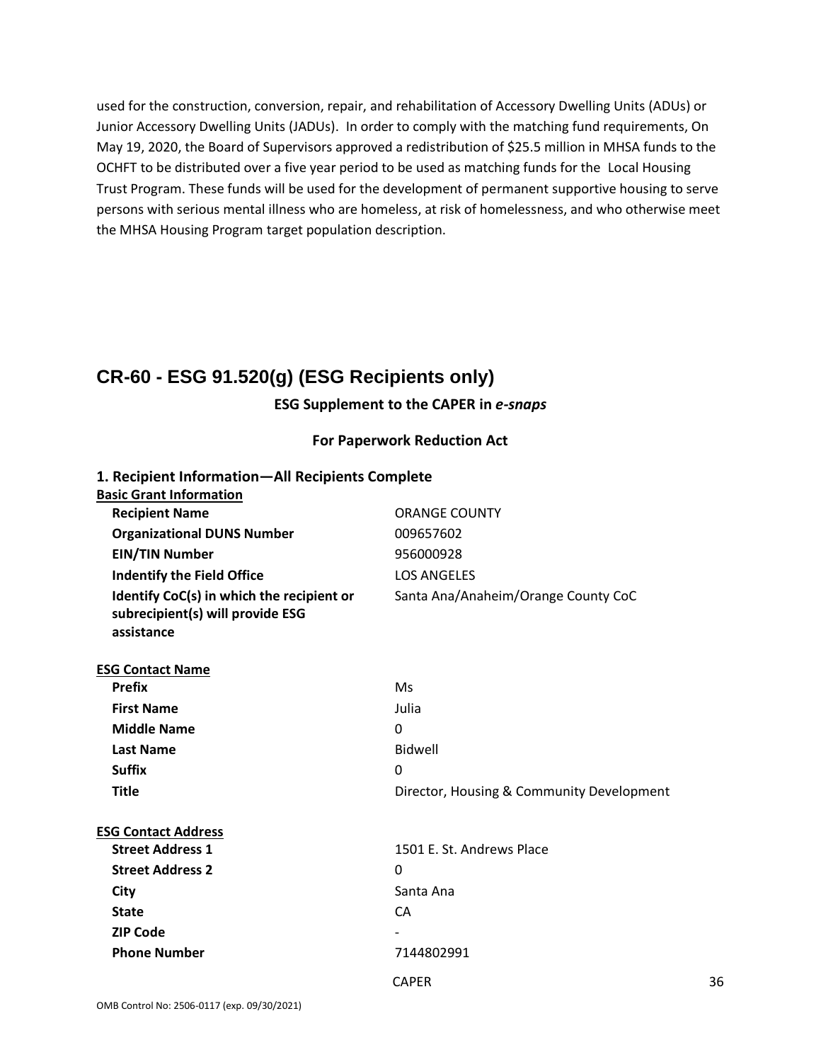used for the construction, conversion, repair, and rehabilitation of Accessory Dwelling Units (ADUs) or Junior Accessory Dwelling Units (JADUs). In order to comply with the matching fund requirements, On May 19, 2020, the Board of Supervisors approved a redistribution of $25.5 million in MHSA funds to the OCHFT to be distributed over a five year period to be used as matching funds for the Local Housing Trust Program. These funds will be used for the development of permanent supportive housing to serve persons with serious mental illness who are homeless, at risk of homelessness, and who otherwise meet the MHSA Housing Program target population description.

## CR-60 - ESG 91.520(g) (ESG Recipients only)

**ESG Supplement to the CAPER in *e-snaps***

**For Paperwork Reduction Act**

### 1. Recipient Information—All Recipients Complete

**Basic Grant Information**

| | |
|---|---|
| **Recipient Name** | ORANGE COUNTY |
| **Organizational DUNS Number** | 009657602 |
| **EIN/TIN Number** | 956000928 |
| **Indentify the Field Office** | LOS ANGELES |
| **Identify CoC(s) in which the recipient or subrecipient(s) will provide ESG assistance** | Santa Ana/Anaheim/Orange County CoC |

**ESG Contact Name**

| | |
|---|---|
| **Prefix** | Ms |
| **First Name** | Julia |
| **Middle Name** | 0 |
| **Last Name** | Bidwell |
| **Suffix** | 0 |
| **Title** | Director, Housing & Community Development |

**ESG Contact Address**

| | |
|---|---|
| **Street Address 1** | 1501 E. St. Andrews Place |
| **Street Address 2** | 0 |
| **City** | Santa Ana |
| **State** | CA |
| **ZIP Code** | - |
| **Phone Number** | 7144802991 |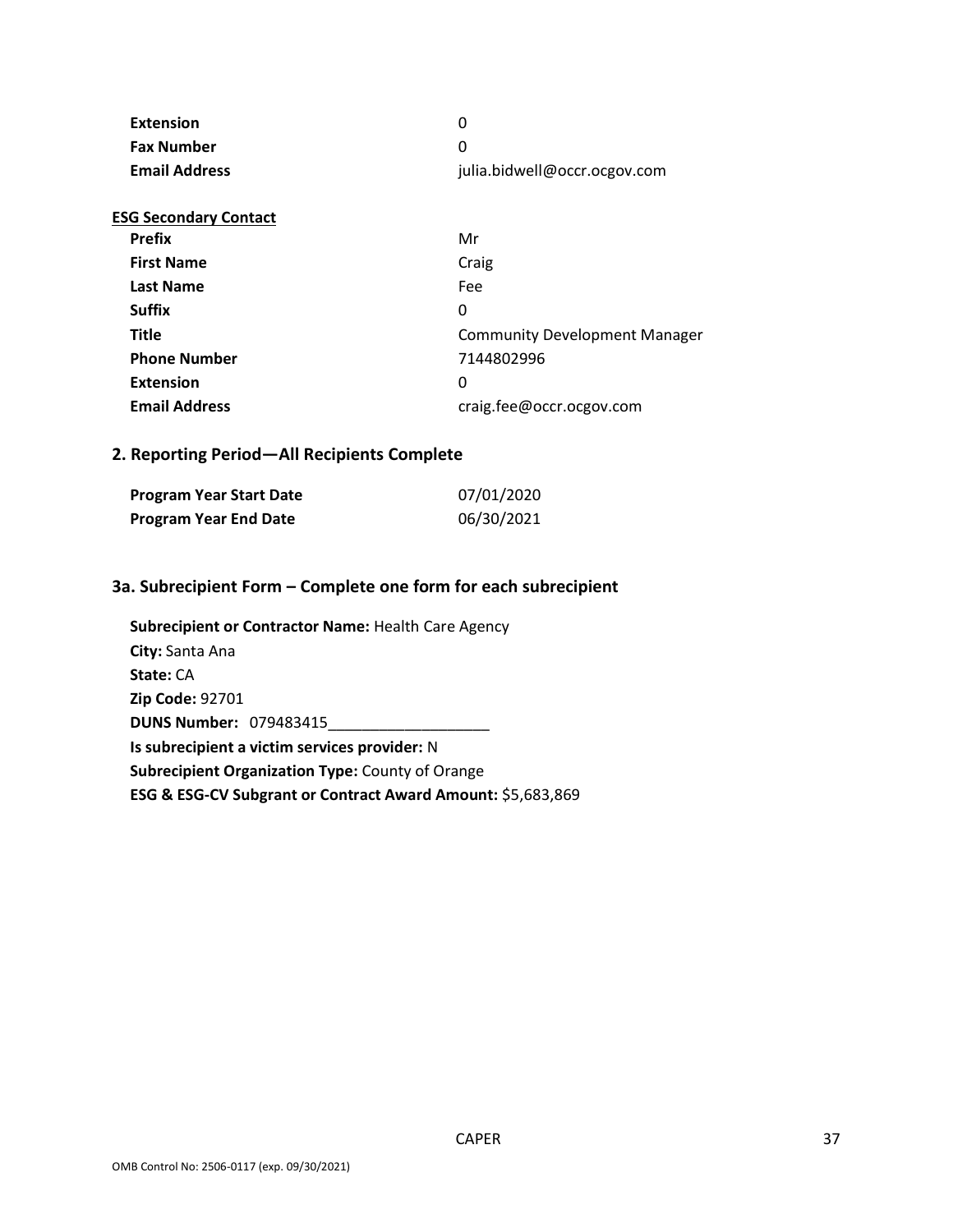| | |
|---|---|
| **Extension** | 0 |
| **Fax Number** | 0 |
| **Email Address** | julia.bidwell@occr.ocgov.com |

**ESG Secondary Contact**

| | |
|---|---|
| **Prefix** | Mr |
| **First Name** | Craig |
| **Last Name** | Fee |
| **Suffix** | 0 |
| **Title** | Community Development Manager |
| **Phone Number** | 7144802996 |
| **Extension** | 0 |
| **Email Address** | craig.fee@occr.ocgov.com |

## 2. Reporting Period—All Recipients Complete

| | |
|---|---|
| **Program Year Start Date** | 07/01/2020 |
| **Program Year End Date** | 06/30/2021 |

## 3a. Subrecipient Form – Complete one form for each subrecipient

**Subrecipient or Contractor Name:** Health Care Agency
**City:** Santa Ana
**State:** CA
**Zip Code:** 92701
**DUNS Number:** 079483415___________________
**Is subrecipient a victim services provider:** N
**Subrecipient Organization Type:** County of Orange
**ESG & ESG-CV Subgrant or Contract Award Amount:** $5,683,869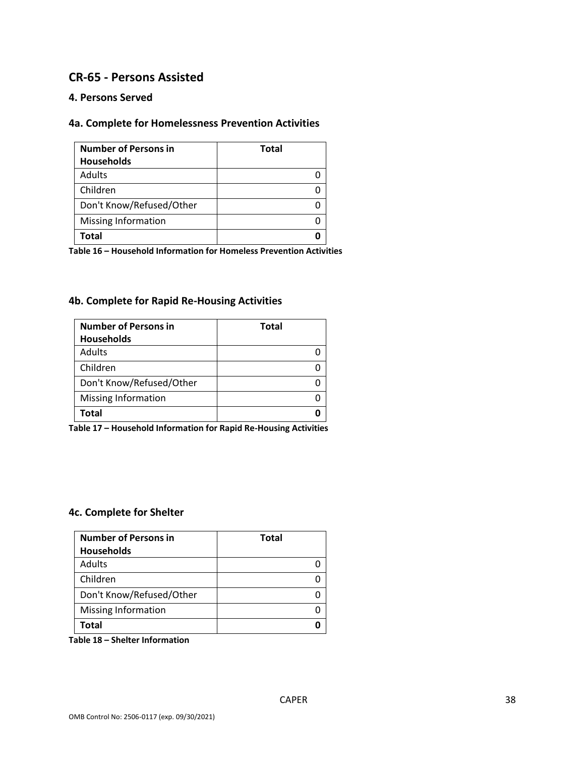## CR-65 - Persons Assisted

### 4. Persons Served

### 4a. Complete for Homelessness Prevention Activities

| Number of Persons in Households | Total |
|---|---|
| Adults | 0 |
| Children | 0 |
| Don't Know/Refused/Other | 0 |
| Missing Information | 0 |
| **Total** | **0** |

**Table 16 – Household Information for Homeless Prevention Activities**

### 4b. Complete for Rapid Re-Housing Activities

| Number of Persons in Households | Total |
|---|---|
| Adults | 0 |
| Children | 0 |
| Don't Know/Refused/Other | 0 |
| Missing Information | 0 |
| **Total** | **0** |

**Table 17 – Household Information for Rapid Re-Housing Activities**

### 4c. Complete for Shelter

| Number of Persons in Households | Total |
|---|---|
| Adults | 0 |
| Children | 0 |
| Don't Know/Refused/Other | 0 |
| Missing Information | 0 |
| **Total** | **0** |

**Table 18 – Shelter Information**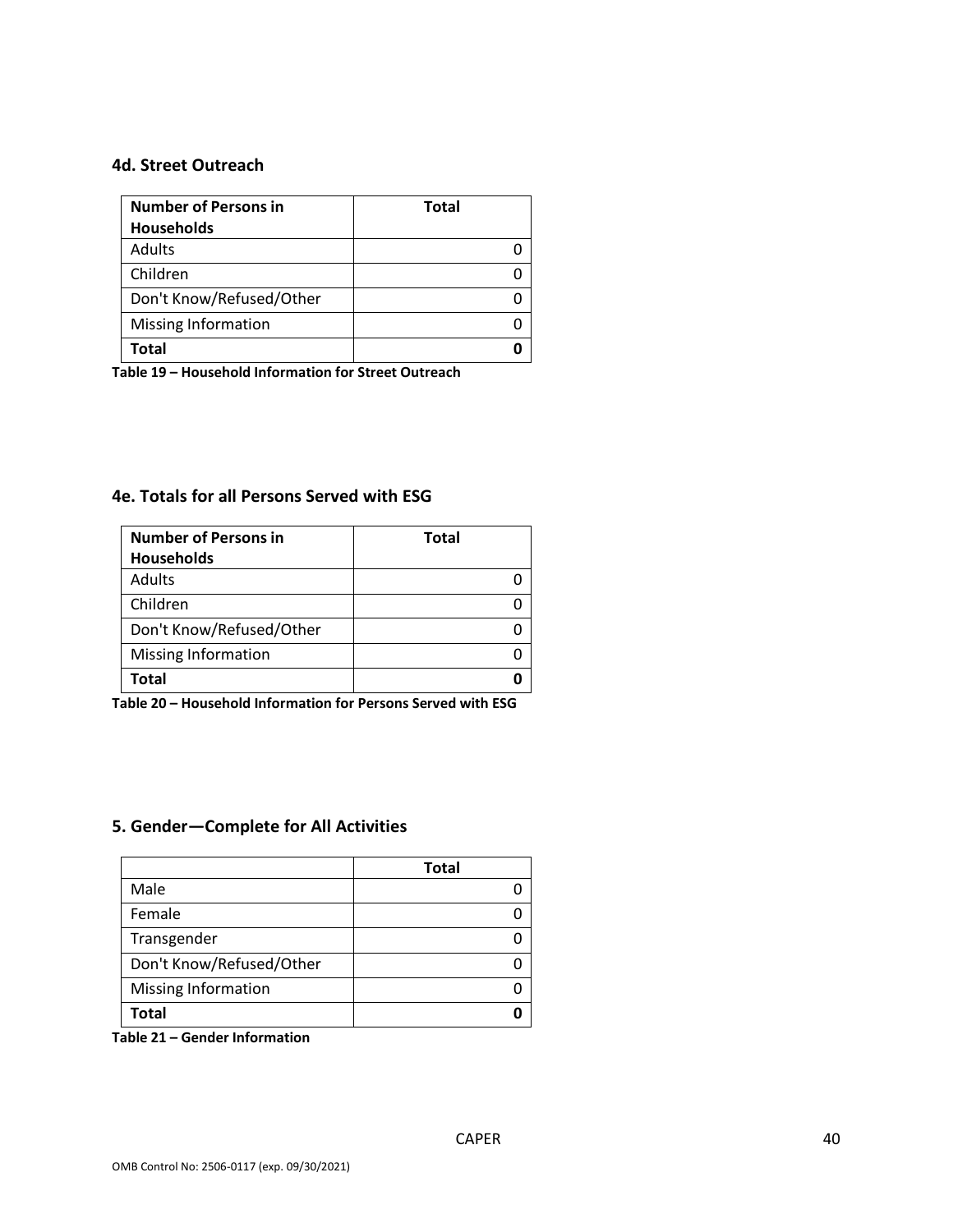### 4d. Street Outreach

| Number of Persons in Households | Total |
|---|---|
| Adults | 0 |
| Children | 0 |
| Don't Know/Refused/Other | 0 |
| Missing Information | 0 |
| **Total** | **0** |

**Table 19 – Household Information for Street Outreach**

### 4e. Totals for all Persons Served with ESG

| Number of Persons in Households | Total |
|---|---|
| Adults | 0 |
| Children | 0 |
| Don't Know/Refused/Other | 0 |
| Missing Information | 0 |
| **Total** | **0** |

**Table 20 – Household Information for Persons Served with ESG**

## 5. Gender—Complete for All Activities

| | Total |
|---|---|
| Male | 0 |
| Female | 0 |
| Transgender | 0 |
| Don't Know/Refused/Other | 0 |
| Missing Information | 0 |
| **Total** | **0** |

**Table 21 – Gender Information**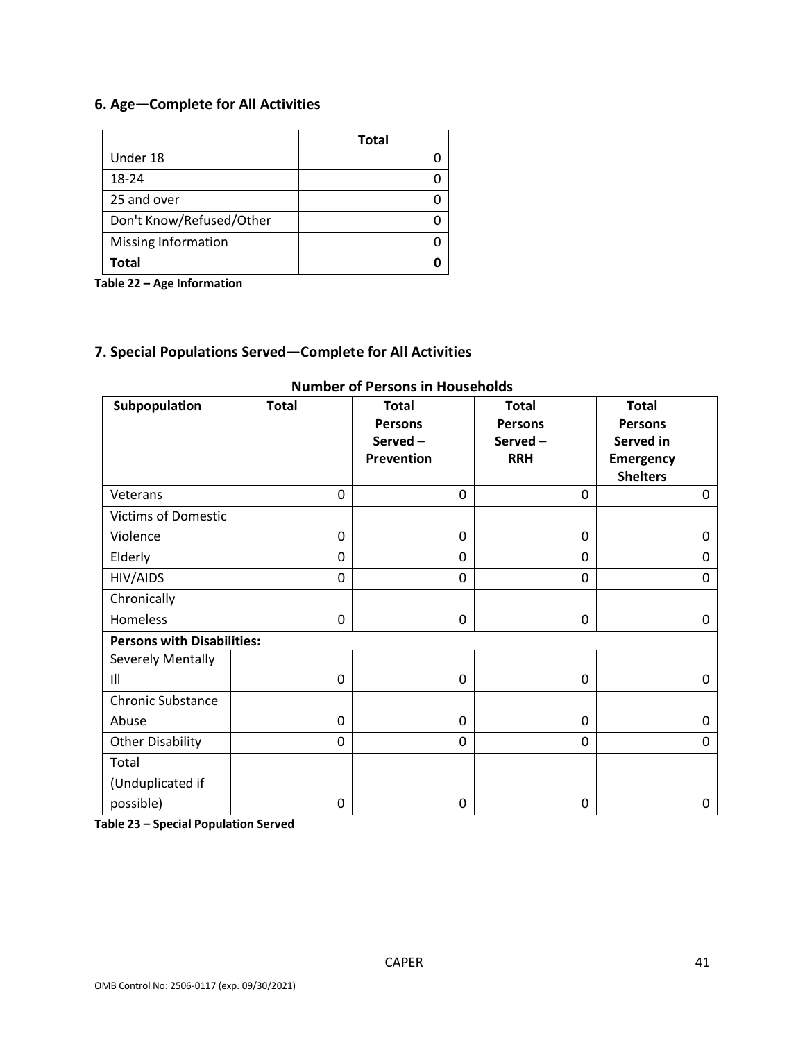## 6. Age—Complete for All Activities

| | Total |
|---|---|
| Under 18 | 0 |
| 18-24 | 0 |
| 25 and over | 0 |
| Don't Know/Refused/Other | 0 |
| Missing Information | 0 |
| **Total** | **0** |

**Table 22 – Age Information**

## 7. Special Populations Served—Complete for All Activities

**Number of Persons in Households**

| Subpopulation | Total | Total Persons Served – Prevention | Total Persons Served – RRH | Total Persons Served in Emergency Shelters |
|---|---|---|---|---|
| Veterans | 0 | 0 | 0 | 0 |
| Victims of Domestic Violence | 0 | 0 | 0 | 0 |
| Elderly | 0 | 0 | 0 | 0 |
| HIV/AIDS | 0 | 0 | 0 | 0 |
| Chronically Homeless | 0 | 0 | 0 | 0 |
| **Persons with Disabilities:** | | | | |
| Severely Mentally Ill | 0 | 0 | 0 | 0 |
| Chronic Substance Abuse | 0 | 0 | 0 | 0 |
| Other Disability | 0 | 0 | 0 | 0 |
| Total (Unduplicated if possible) | 0 | 0 | 0 | 0 |

**Table 23 – Special Population Served**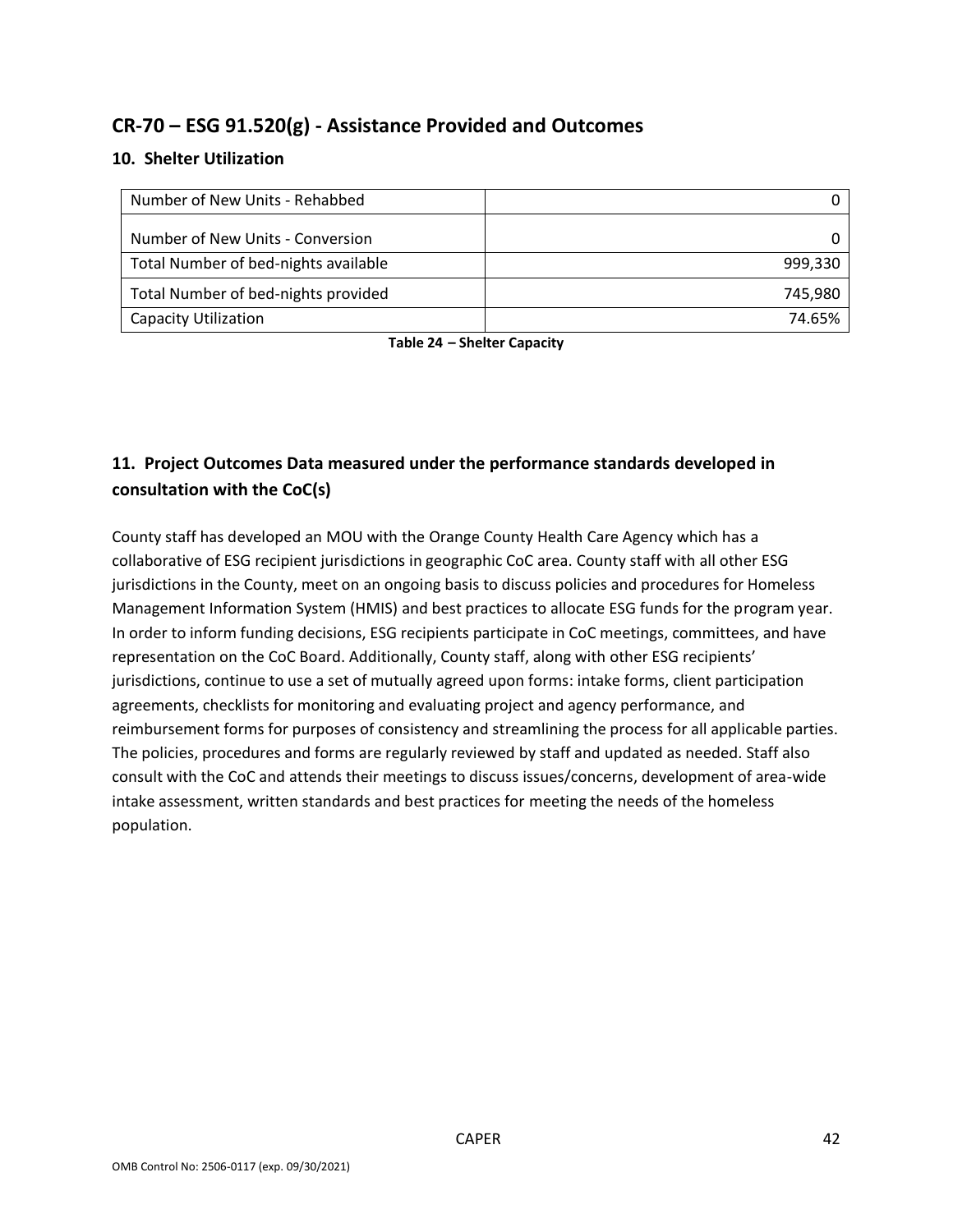## CR-70 – ESG 91.520(g) - Assistance Provided and Outcomes

### 10. Shelter Utilization

| | |
|---|---|
| Number of New Units - Rehabbed | 0 |
| Number of New Units - Conversion | 0 |
| Total Number of bed-nights available | 999,330 |
| Total Number of bed-nights provided | 745,980 |
| Capacity Utilization | 74.65% |

**Table 24 – Shelter Capacity**

### 11. Project Outcomes Data measured under the performance standards developed in consultation with the CoC(s)

County staff has developed an MOU with the Orange County Health Care Agency which has a collaborative of ESG recipient jurisdictions in geographic CoC area. County staff with all other ESG jurisdictions in the County, meet on an ongoing basis to discuss policies and procedures for Homeless Management Information System (HMIS) and best practices to allocate ESG funds for the program year. In order to inform funding decisions, ESG recipients participate in CoC meetings, committees, and have representation on the CoC Board. Additionally, County staff, along with other ESG recipients' jurisdictions, continue to use a set of mutually agreed upon forms: intake forms, client participation agreements, checklists for monitoring and evaluating project and agency performance, and reimbursement forms for purposes of consistency and streamlining the process for all applicable parties. The policies, procedures and forms are regularly reviewed by staff and updated as needed. Staff also consult with the CoC and attends their meetings to discuss issues/concerns, development of area-wide intake assessment, written standards and best practices for meeting the needs of the homeless population.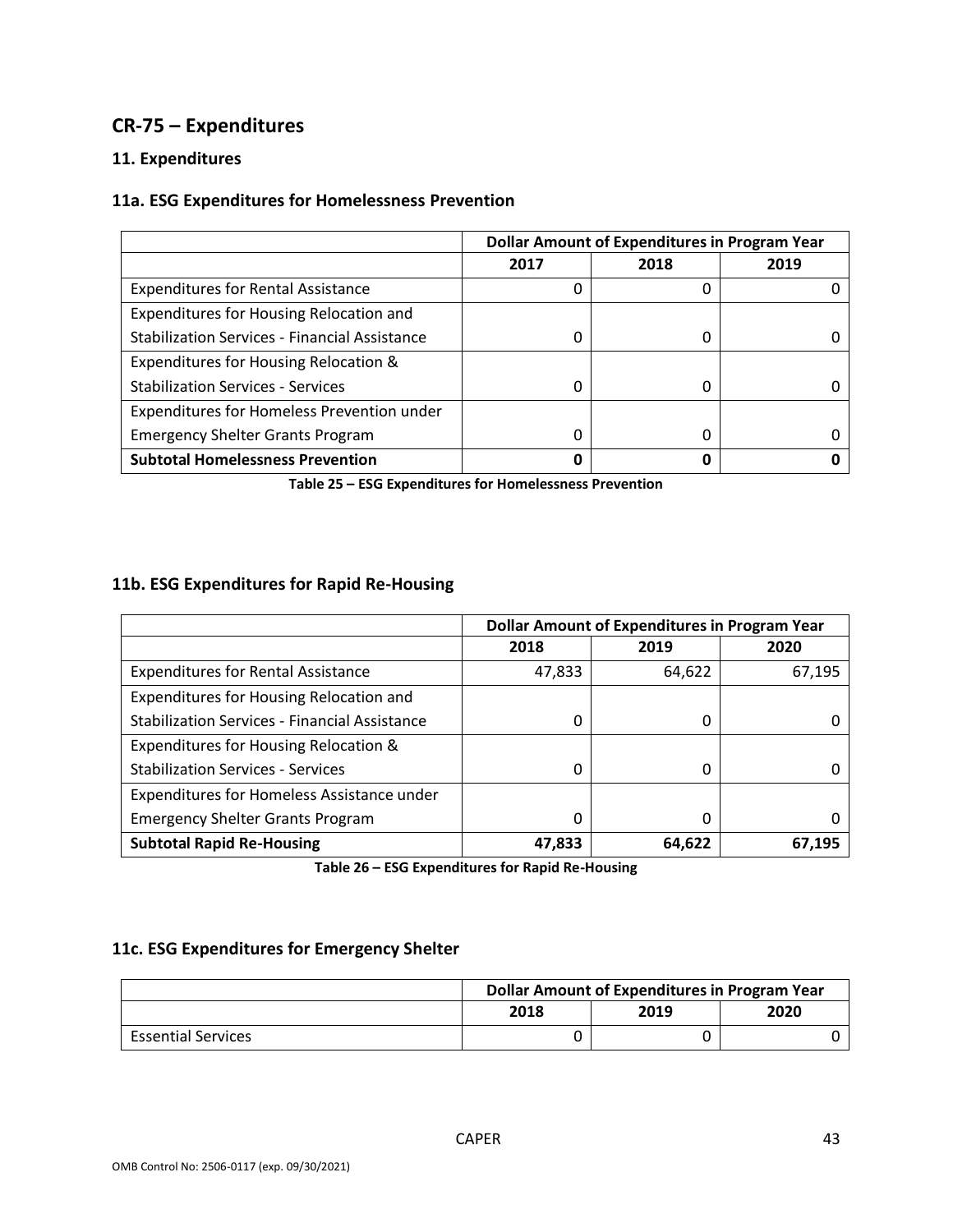## CR-75 – Expenditures

### 11. Expenditures

### 11a. ESG Expenditures for Homelessness Prevention

| | Dollar Amount of Expenditures in Program Year | | |
|---|---|---|---|
| | 2017 | 2018 | 2019 |
| Expenditures for Rental Assistance | 0 | 0 | 0 |
| Expenditures for Housing Relocation and Stabilization Services - Financial Assistance | 0 | 0 | 0 |
| Expenditures for Housing Relocation & Stabilization Services - Services | 0 | 0 | 0 |
| Expenditures for Homeless Prevention under Emergency Shelter Grants Program | 0 | 0 | 0 |
| **Subtotal Homelessness Prevention** | **0** | **0** | **0** |

**Table 25 – ESG Expenditures for Homelessness Prevention**

### 11b. ESG Expenditures for Rapid Re-Housing

| | Dollar Amount of Expenditures in Program Year | | |
|---|---|---|---|
| | 2018 | 2019 | 2020 |
| Expenditures for Rental Assistance | 47,833 | 64,622 | 67,195 |
| Expenditures for Housing Relocation and Stabilization Services - Financial Assistance | 0 | 0 | 0 |
| Expenditures for Housing Relocation & Stabilization Services - Services | 0 | 0 | 0 |
| Expenditures for Homeless Assistance under Emergency Shelter Grants Program | 0 | 0 | 0 |
| **Subtotal Rapid Re-Housing** | **47,833** | **64,622** | **67,195** |

**Table 26 – ESG Expenditures for Rapid Re-Housing**

### 11c. ESG Expenditures for Emergency Shelter

| | Dollar Amount of Expenditures in Program Year | | |
|---|---|---|---|
| | 2018 | 2019 | 2020 |
| Essential Services | 0 | 0 | 0 |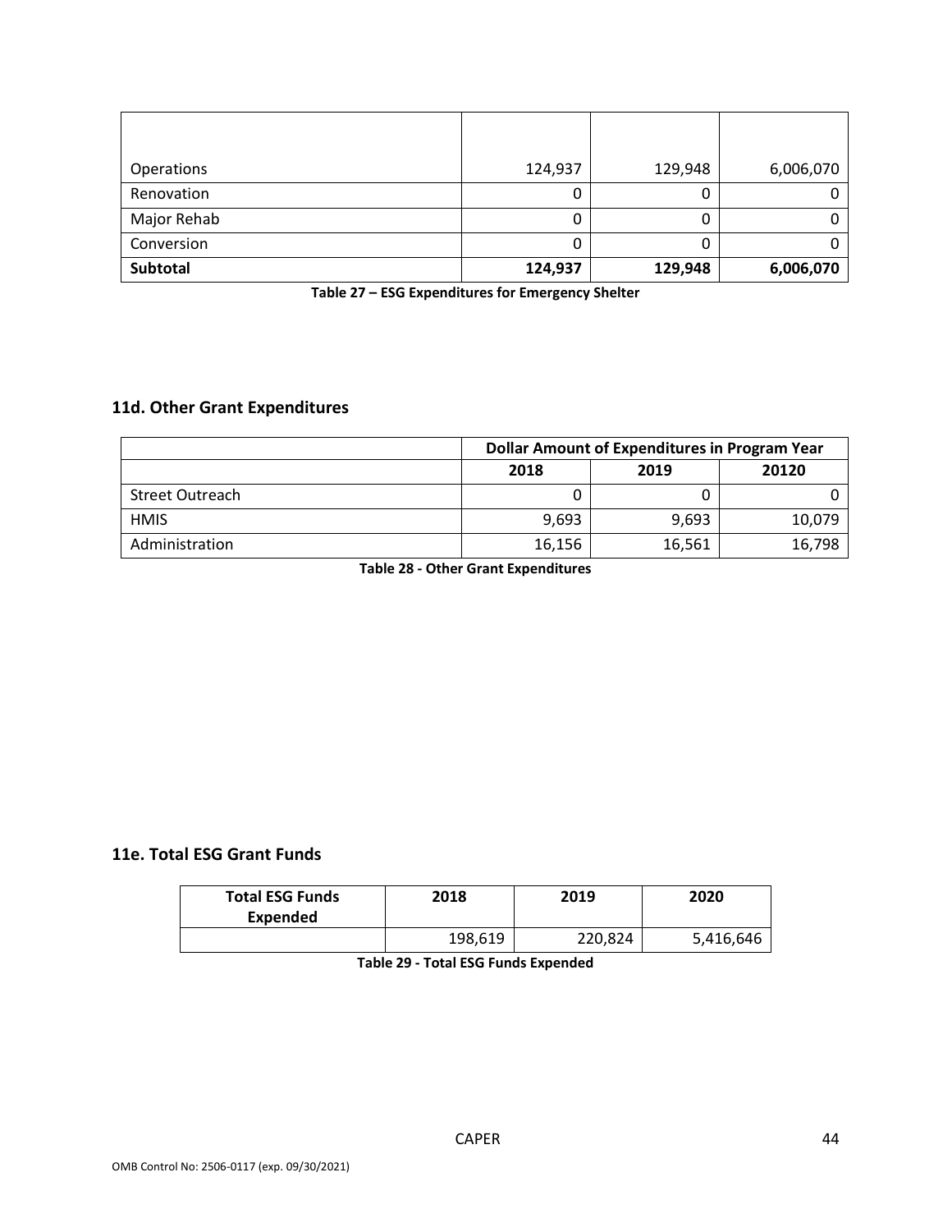| | | | |
|---|---|---|---|
| Operations | 124,937 | 129,948 | 6,006,070 |
| Renovation | 0 | 0 | 0 |
| Major Rehab | 0 | 0 | 0 |
| Conversion | 0 | 0 | 0 |
| **Subtotal** | **124,937** | **129,948** | **6,006,070** |

**Table 27 – ESG Expenditures for Emergency Shelter**

## 11d. Other Grant Expenditures

| | Dollar Amount of Expenditures in Program Year | | |
|---|---|---|---|
| | **2018** | **2019** | **20120** |
| Street Outreach | 0 | 0 | 0 |
| HMIS | 9,693 | 9,693 | 10,079 |
| Administration | 16,156 | 16,561 | 16,798 |

**Table 28 - Other Grant Expenditures**

## 11e. Total ESG Grant Funds

| Total ESG Funds Expended | 2018 | 2019 | 2020 |
|---|---|---|---|
| | 198,619 | 220,824 | 5,416,646 |

**Table 29 - Total ESG Funds Expended**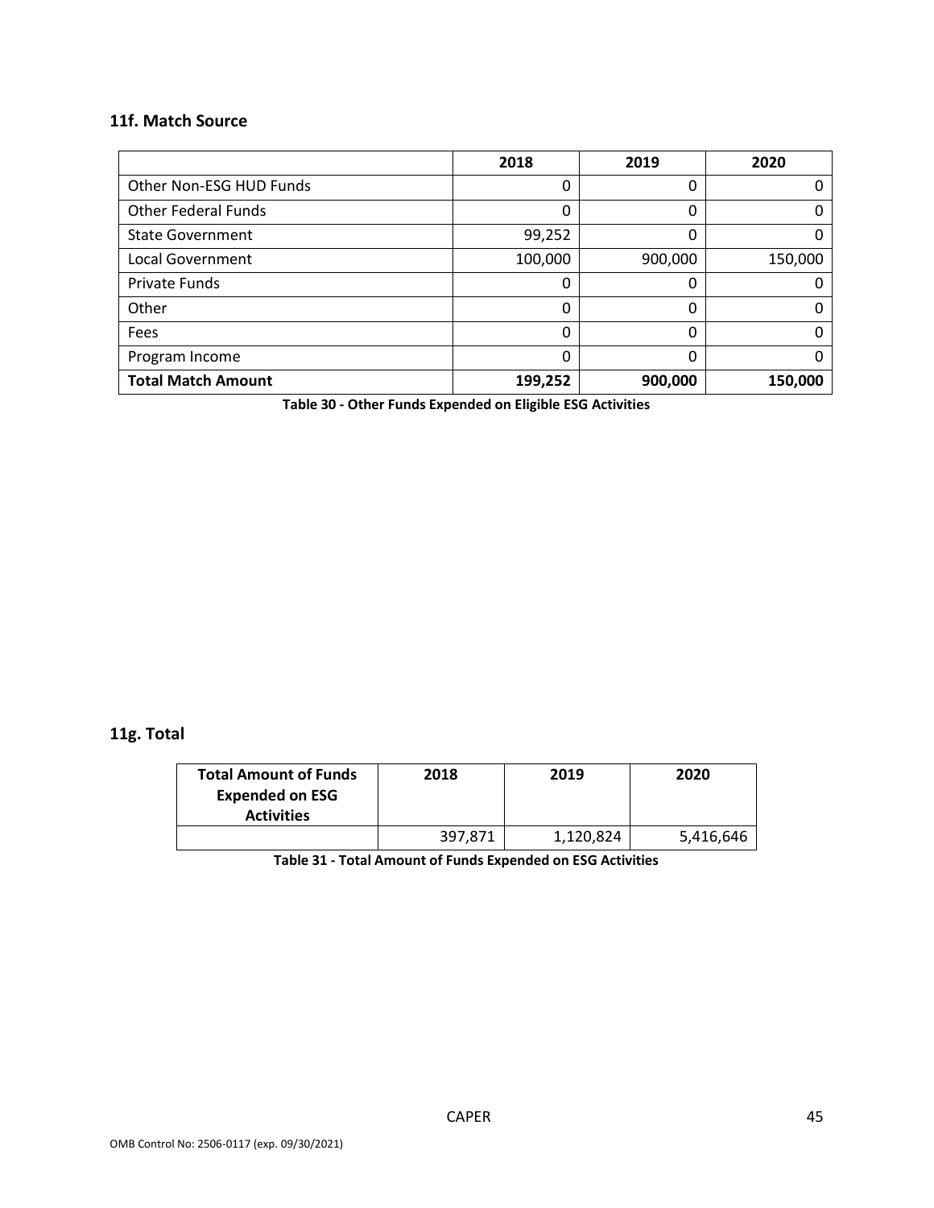### 11f. Match Source

| | 2018 | 2019 | 2020 |
|---|---|---|---|
| Other Non-ESG HUD Funds | 0 | 0 | 0 |
| Other Federal Funds | 0 | 0 | 0 |
| State Government | 99,252 | 0 | 0 |
| Local Government | 100,000 | 900,000 | 150,000 |
| Private Funds | 0 | 0 | 0 |
| Other | 0 | 0 | 0 |
| Fees | 0 | 0 | 0 |
| Program Income | 0 | 0 | 0 |
| **Total Match Amount** | **199,252** | **900,000** | **150,000** |

**Table 30 - Other Funds Expended on Eligible ESG Activities**

### 11g. Total

| Total Amount of Funds Expended on ESG Activities | 2018 | 2019 | 2020 |
|---|---|---|---|
| | 397,871 | 1,120,824 | 5,416,646 |

**Table 31 - Total Amount of Funds Expended on ESG Activities**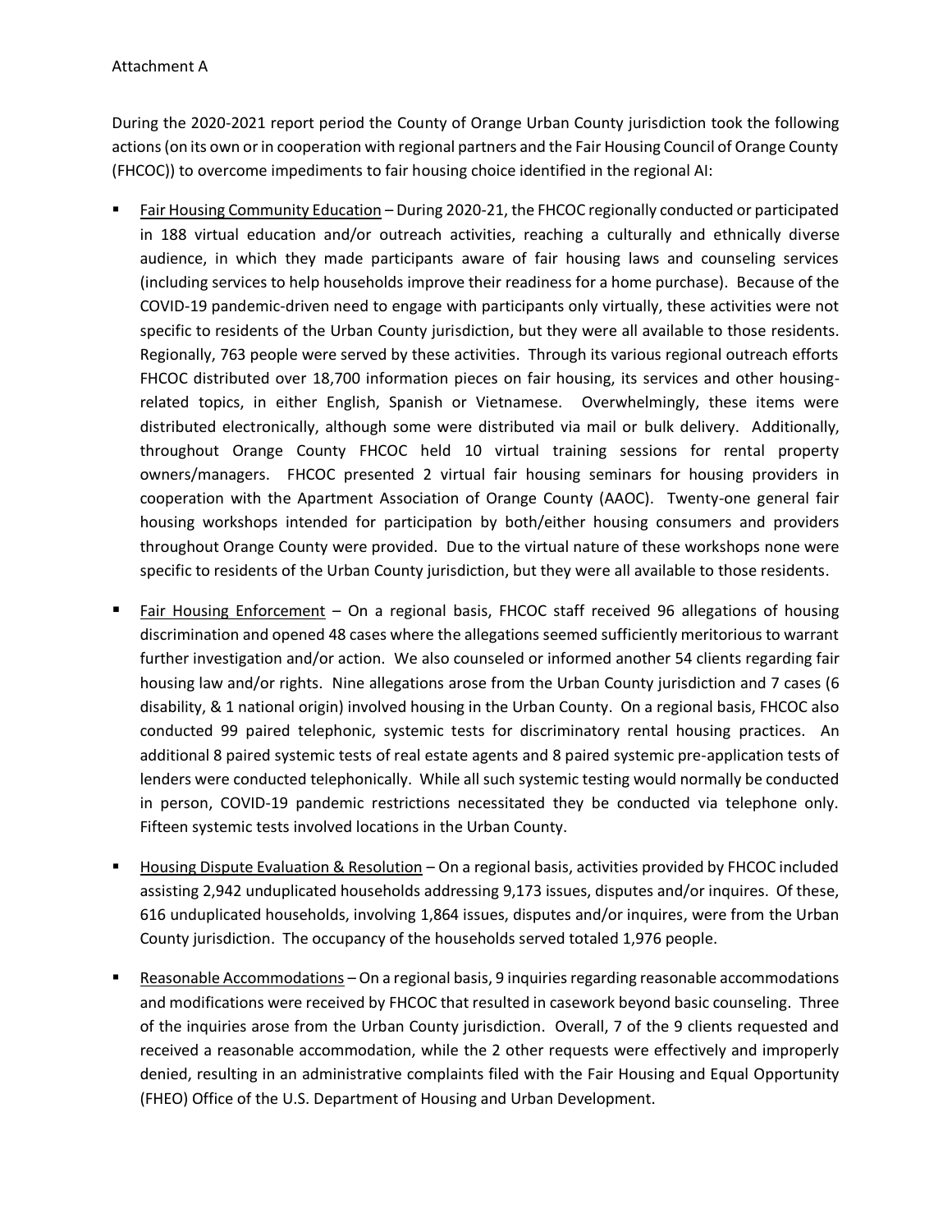Attachment A

During the 2020-2021 report period the County of Orange Urban County jurisdiction took the following actions (on its own or in cooperation with regional partners and the Fair Housing Council of Orange County (FHCOC)) to overcome impediments to fair housing choice identified in the regional AI:

- Fair Housing Community Education – During 2020-21, the FHCOC regionally conducted or participated in 188 virtual education and/or outreach activities, reaching a culturally and ethnically diverse audience, in which they made participants aware of fair housing laws and counseling services (including services to help households improve their readiness for a home purchase). Because of the COVID-19 pandemic-driven need to engage with participants only virtually, these activities were not specific to residents of the Urban County jurisdiction, but they were all available to those residents. Regionally, 763 people were served by these activities. Through its various regional outreach efforts FHCOC distributed over 18,700 information pieces on fair housing, its services and other housing-related topics, in either English, Spanish or Vietnamese. Overwhelmingly, these items were distributed electronically, although some were distributed via mail or bulk delivery. Additionally, throughout Orange County FHCOC held 10 virtual training sessions for rental property owners/managers. FHCOC presented 2 virtual fair housing seminars for housing providers in cooperation with the Apartment Association of Orange County (AAOC). Twenty-one general fair housing workshops intended for participation by both/either housing consumers and providers throughout Orange County were provided. Due to the virtual nature of these workshops none were specific to residents of the Urban County jurisdiction, but they were all available to those residents.

- Fair Housing Enforcement – On a regional basis, FHCOC staff received 96 allegations of housing discrimination and opened 48 cases where the allegations seemed sufficiently meritorious to warrant further investigation and/or action. We also counseled or informed another 54 clients regarding fair housing law and/or rights. Nine allegations arose from the Urban County jurisdiction and 7 cases (6 disability, & 1 national origin) involved housing in the Urban County. On a regional basis, FHCOC also conducted 99 paired telephonic, systemic tests for discriminatory rental housing practices. An additional 8 paired systemic tests of real estate agents and 8 paired systemic pre-application tests of lenders were conducted telephonically. While all such systemic testing would normally be conducted in person, COVID-19 pandemic restrictions necessitated they be conducted via telephone only. Fifteen systemic tests involved locations in the Urban County.

- Housing Dispute Evaluation & Resolution – On a regional basis, activities provided by FHCOC included assisting 2,942 unduplicated households addressing 9,173 issues, disputes and/or inquires. Of these, 616 unduplicated households, involving 1,864 issues, disputes and/or inquires, were from the Urban County jurisdiction. The occupancy of the households served totaled 1,976 people.

- Reasonable Accommodations – On a regional basis, 9 inquiries regarding reasonable accommodations and modifications were received by FHCOC that resulted in casework beyond basic counseling. Three of the inquiries arose from the Urban County jurisdiction. Overall, 7 of the 9 clients requested and received a reasonable accommodation, while the 2 other requests were effectively and improperly denied, resulting in an administrative complaints filed with the Fair Housing and Equal Opportunity (FHEO) Office of the U.S. Department of Housing and Urban Development.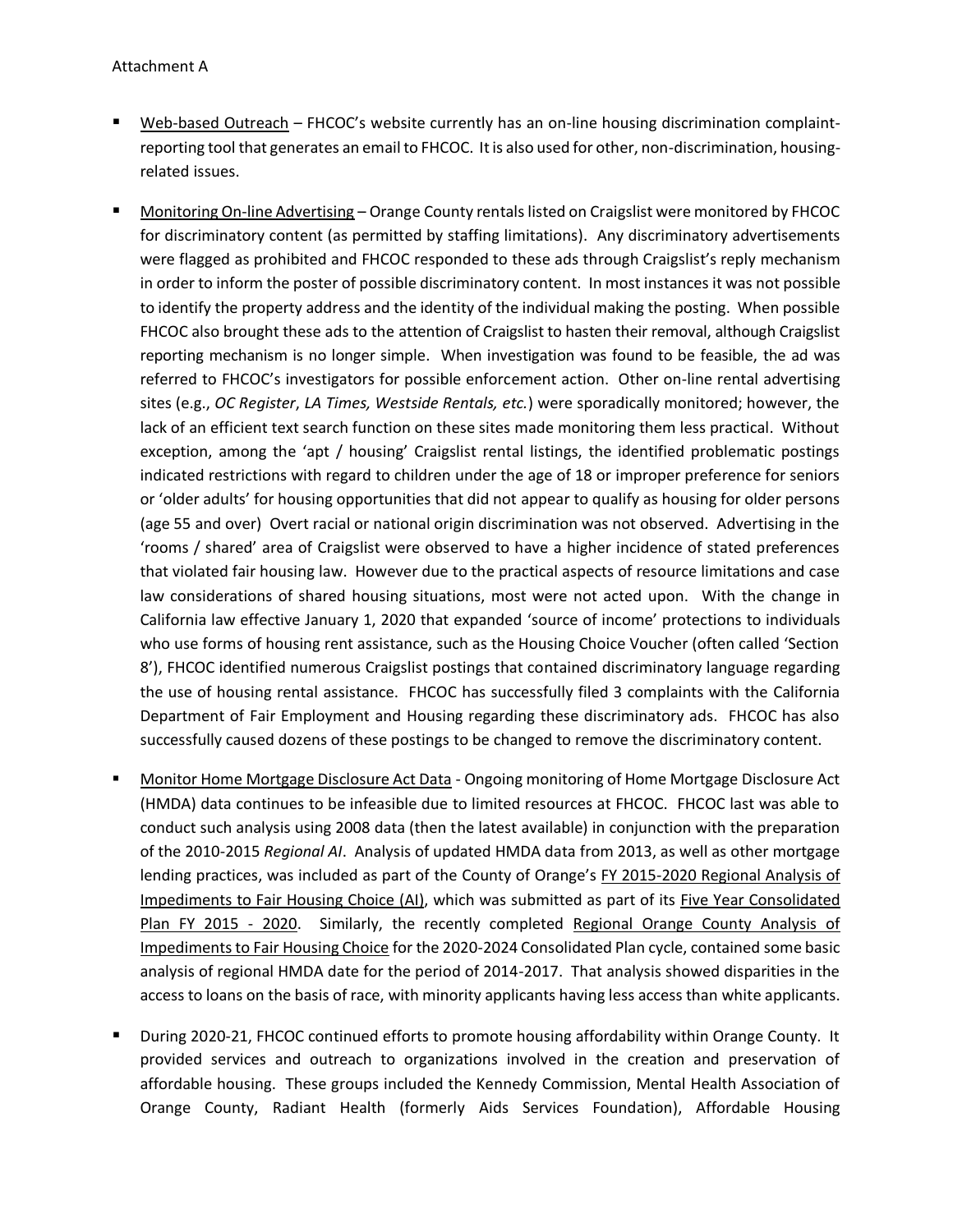Attachment A

- Web-based Outreach – FHCOC's website currently has an on-line housing discrimination complaint-reporting tool that generates an email to FHCOC. It is also used for other, non-discrimination, housing-related issues.

- Monitoring On-line Advertising – Orange County rentals listed on Craigslist were monitored by FHCOC for discriminatory content (as permitted by staffing limitations). Any discriminatory advertisements were flagged as prohibited and FHCOC responded to these ads through Craigslist's reply mechanism in order to inform the poster of possible discriminatory content. In most instances it was not possible to identify the property address and the identity of the individual making the posting. When possible FHCOC also brought these ads to the attention of Craigslist to hasten their removal, although Craigslist reporting mechanism is no longer simple. When investigation was found to be feasible, the ad was referred to FHCOC's investigators for possible enforcement action. Other on-line rental advertising sites (e.g., *OC Register*, *LA Times, Westside Rentals, etc.*) were sporadically monitored; however, the lack of an efficient text search function on these sites made monitoring them less practical. Without exception, among the 'apt / housing' Craigslist rental listings, the identified problematic postings indicated restrictions with regard to children under the age of 18 or improper preference for seniors or 'older adults' for housing opportunities that did not appear to qualify as housing for older persons (age 55 and over) Overt racial or national origin discrimination was not observed. Advertising in the 'rooms / shared' area of Craigslist were observed to have a higher incidence of stated preferences that violated fair housing law. However due to the practical aspects of resource limitations and case law considerations of shared housing situations, most were not acted upon. With the change in California law effective January 1, 2020 that expanded 'source of income' protections to individuals who use forms of housing rent assistance, such as the Housing Choice Voucher (often called 'Section 8'), FHCOC identified numerous Craigslist postings that contained discriminatory language regarding the use of housing rental assistance. FHCOC has successfully filed 3 complaints with the California Department of Fair Employment and Housing regarding these discriminatory ads. FHCOC has also successfully caused dozens of these postings to be changed to remove the discriminatory content.

- Monitor Home Mortgage Disclosure Act Data - Ongoing monitoring of Home Mortgage Disclosure Act (HMDA) data continues to be infeasible due to limited resources at FHCOC. FHCOC last was able to conduct such analysis using 2008 data (then the latest available) in conjunction with the preparation of the 2010-2015 *Regional AI*. Analysis of updated HMDA data from 2013, as well as other mortgage lending practices, was included as part of the County of Orange's FY 2015-2020 Regional Analysis of Impediments to Fair Housing Choice (AI), which was submitted as part of its Five Year Consolidated Plan FY 2015 - 2020. Similarly, the recently completed Regional Orange County Analysis of Impediments to Fair Housing Choice for the 2020-2024 Consolidated Plan cycle, contained some basic analysis of regional HMDA date for the period of 2014-2017. That analysis showed disparities in the access to loans on the basis of race, with minority applicants having less access than white applicants.

- During 2020-21, FHCOC continued efforts to promote housing affordability within Orange County. It provided services and outreach to organizations involved in the creation and preservation of affordable housing. These groups included the Kennedy Commission, Mental Health Association of Orange County, Radiant Health (formerly Aids Services Foundation), Affordable Housing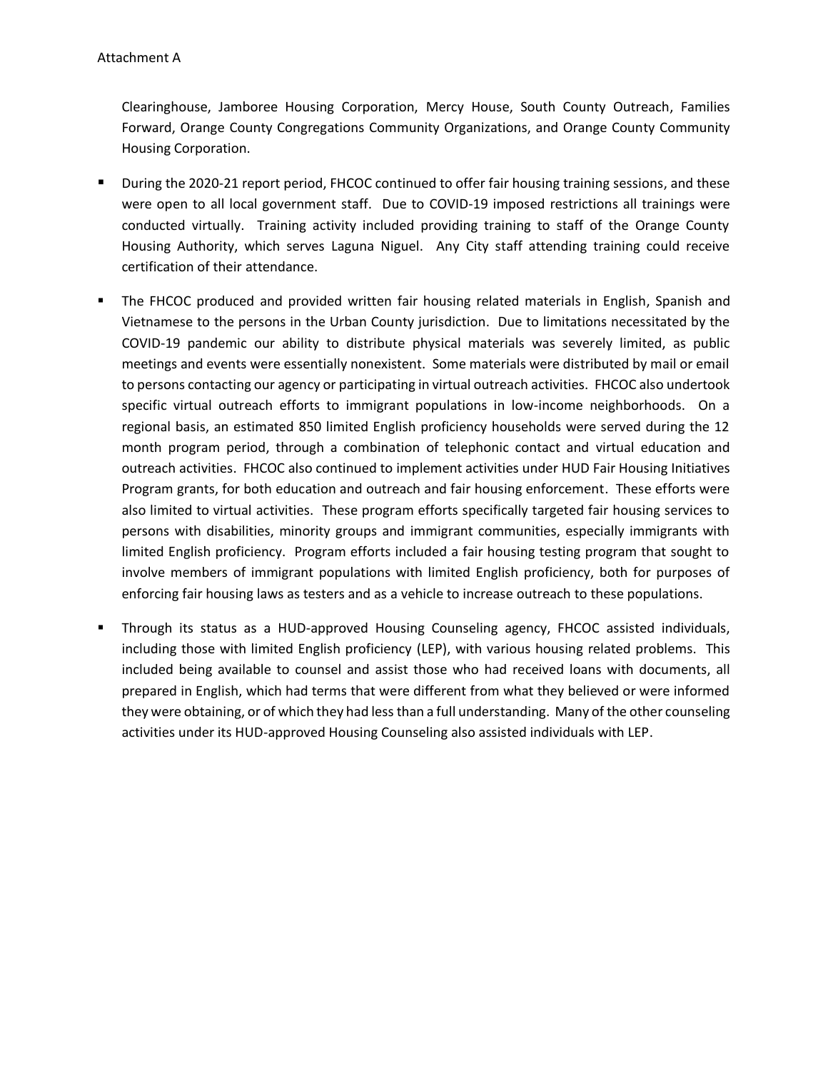Clearinghouse, Jamboree Housing Corporation, Mercy House, South County Outreach, Families Forward, Orange County Congregations Community Organizations, and Orange County Community Housing Corporation.

- During the 2020-21 report period, FHCOC continued to offer fair housing training sessions, and these were open to all local government staff. Due to COVID-19 imposed restrictions all trainings were conducted virtually. Training activity included providing training to staff of the Orange County Housing Authority, which serves Laguna Niguel. Any City staff attending training could receive certification of their attendance.

- The FHCOC produced and provided written fair housing related materials in English, Spanish and Vietnamese to the persons in the Urban County jurisdiction. Due to limitations necessitated by the COVID-19 pandemic our ability to distribute physical materials was severely limited, as public meetings and events were essentially nonexistent. Some materials were distributed by mail or email to persons contacting our agency or participating in virtual outreach activities. FHCOC also undertook specific virtual outreach efforts to immigrant populations in low-income neighborhoods. On a regional basis, an estimated 850 limited English proficiency households were served during the 12 month program period, through a combination of telephonic contact and virtual education and outreach activities. FHCOC also continued to implement activities under HUD Fair Housing Initiatives Program grants, for both education and outreach and fair housing enforcement. These efforts were also limited to virtual activities. These program efforts specifically targeted fair housing services to persons with disabilities, minority groups and immigrant communities, especially immigrants with limited English proficiency. Program efforts included a fair housing testing program that sought to involve members of immigrant populations with limited English proficiency, both for purposes of enforcing fair housing laws as testers and as a vehicle to increase outreach to these populations.

- Through its status as a HUD-approved Housing Counseling agency, FHCOC assisted individuals, including those with limited English proficiency (LEP), with various housing related problems. This included being available to counsel and assist those who had received loans with documents, all prepared in English, which had terms that were different from what they believed or were informed they were obtaining, or of which they had less than a full understanding. Many of the other counseling activities under its HUD-approved Housing Counseling also assisted individuals with LEP.